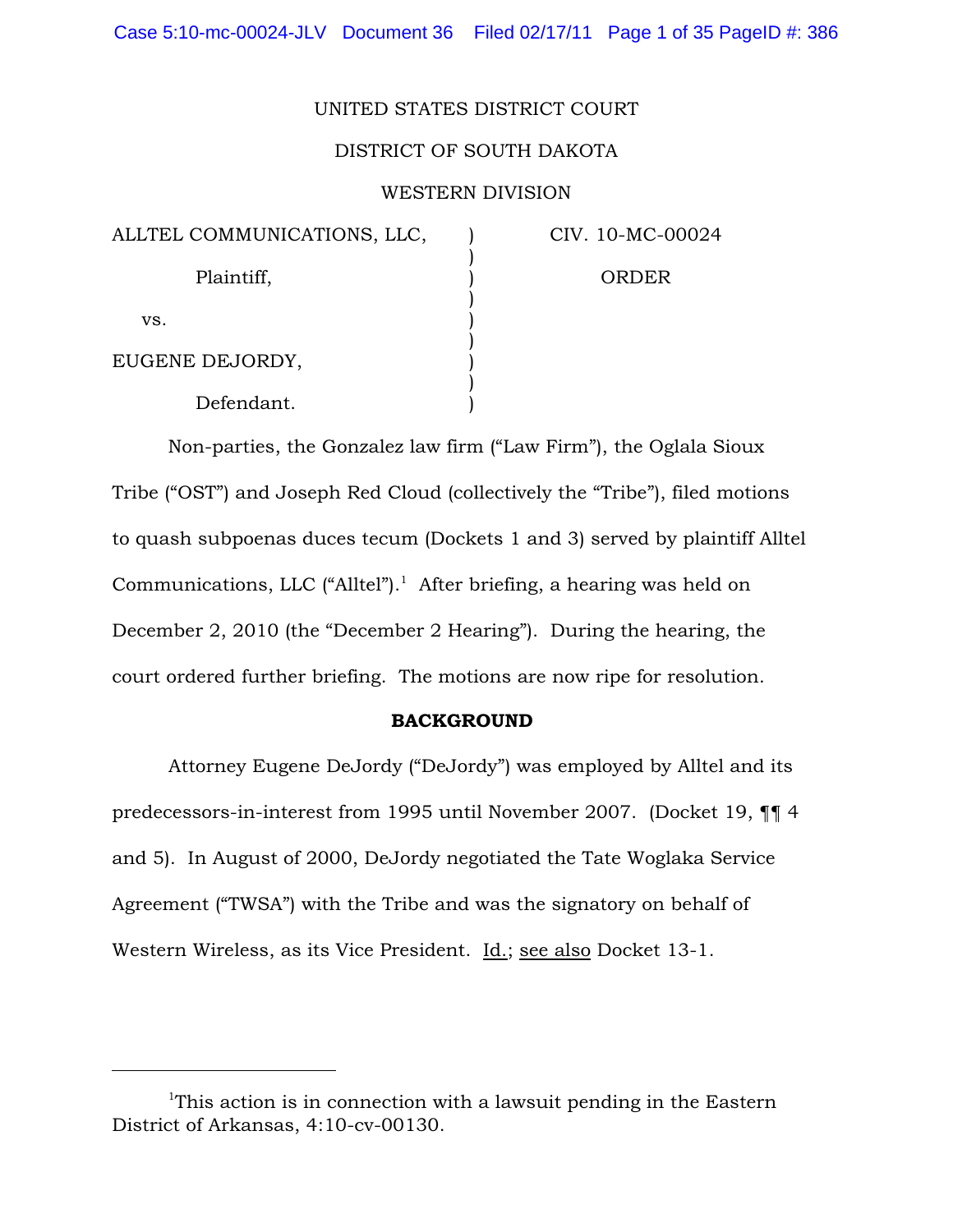UNITED STATES DISTRICT COURT

DISTRICT OF SOUTH DAKOTA

WESTERN DIVISION

| | | |
|---|---|---|
| ALLTEL COMMUNICATIONS, LLC, | ) | CIV. 10-MC-00024 |
| Plaintiff, | ) | ORDER |
| vs. | ) | |
| EUGENE DEJORDY, | ) | |
| Defendant. | ) | |

Non-parties, the Gonzalez law firm ("Law Firm"), the Oglala Sioux Tribe ("OST") and Joseph Red Cloud (collectively the "Tribe"), filed motions to quash subpoenas duces tecum (Dockets 1 and 3) served by plaintiff Alltel Communications, LLC ("Alltel").[1] After briefing, a hearing was held on December 2, 2010 (the "December 2 Hearing"). During the hearing, the court ordered further briefing. The motions are now ripe for resolution.

**BACKGROUND**

Attorney Eugene DeJordy ("DeJordy") was employed by Alltel and its predecessors-in-interest from 1995 until November 2007. (Docket 19, ¶¶ 4 and 5). In August of 2000, DeJordy negotiated the Tate Woglaka Service Agreement ("TWSA") with the Tribe and was the signatory on behalf of Western Wireless, as its Vice President. Id.; see also Docket 13-1.

[1] This action is in connection with a lawsuit pending in the Eastern District of Arkansas, 4:10-cv-00130.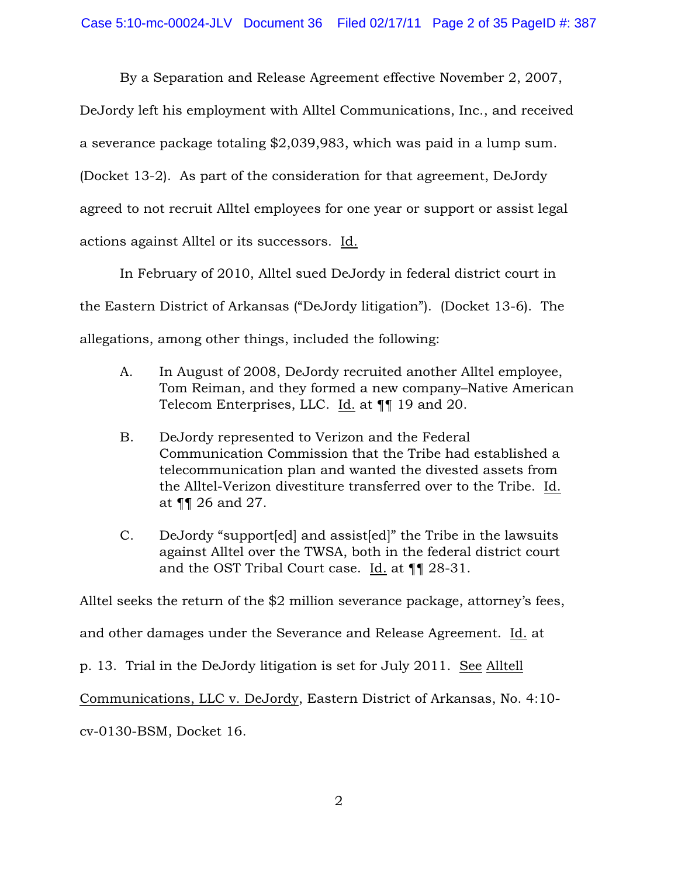By a Separation and Release Agreement effective November 2, 2007, DeJordy left his employment with Alltel Communications, Inc., and received a severance package totaling $2,039,983, which was paid in a lump sum. (Docket 13-2). As part of the consideration for that agreement, DeJordy agreed to not recruit Alltel employees for one year or support or assist legal actions against Alltel or its successors. Id.

In February of 2010, Alltel sued DeJordy in federal district court in the Eastern District of Arkansas ("DeJordy litigation"). (Docket 13-6). The allegations, among other things, included the following:

A. In August of 2008, DeJordy recruited another Alltel employee, Tom Reiman, and they formed a new company–Native American Telecom Enterprises, LLC. Id. at ¶¶ 19 and 20.

B. DeJordy represented to Verizon and the Federal Communication Commission that the Tribe had established a telecommunication plan and wanted the divested assets from the Alltel-Verizon divestiture transferred over to the Tribe. Id. at ¶¶ 26 and 27.

C. DeJordy "support[ed] and assist[ed]" the Tribe in the lawsuits against Alltel over the TWSA, both in the federal district court and the OST Tribal Court case. Id. at ¶¶ 28-31.

Alltel seeks the return of the $2 million severance package, attorney's fees, and other damages under the Severance and Release Agreement. Id. at p. 13. Trial in the DeJordy litigation is set for July 2011. See Alltell Communications, LLC v. DeJordy, Eastern District of Arkansas, No. 4:10-cv-0130-BSM, Docket 16.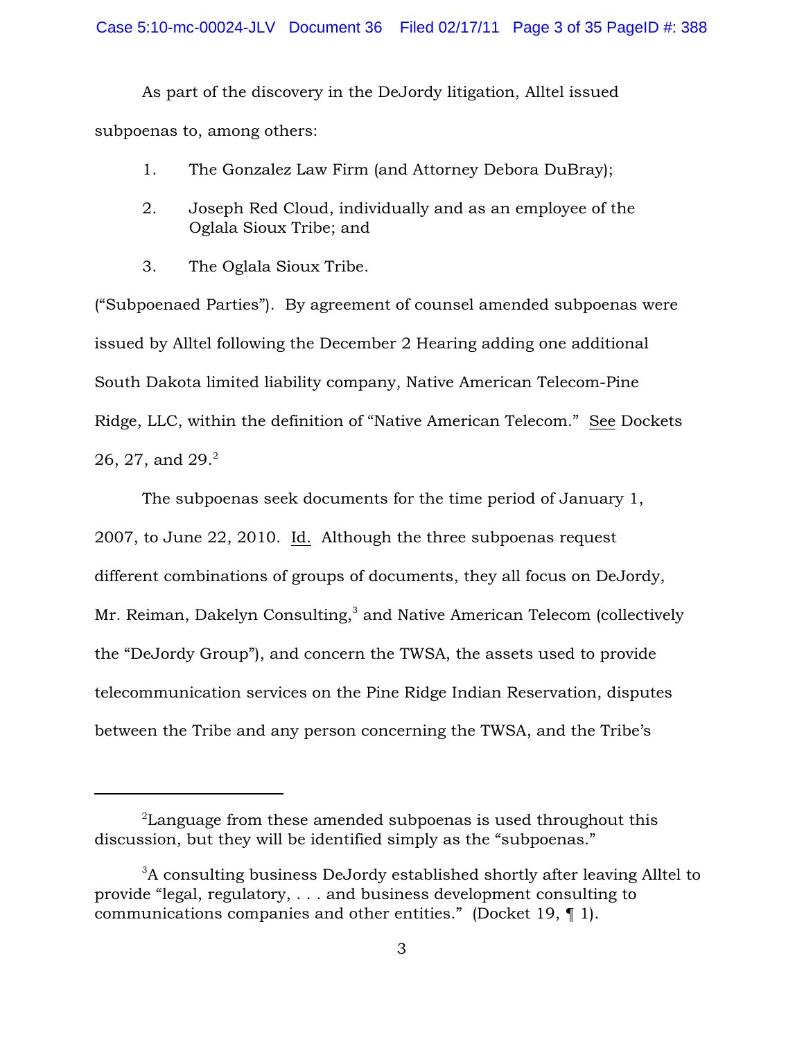As part of the discovery in the DeJordy litigation, Alltel issued subpoenas to, among others:

1. The Gonzalez Law Firm (and Attorney Debora DuBray);
2. Joseph Red Cloud, individually and as an employee of the Oglala Sioux Tribe; and
3. The Oglala Sioux Tribe.

("Subpoenaed Parties"). By agreement of counsel amended subpoenas were issued by Alltel following the December 2 Hearing adding one additional South Dakota limited liability company, Native American Telecom-Pine Ridge, LLC, within the definition of "Native American Telecom." See Dockets 26, 27, and 29.[2]

The subpoenas seek documents for the time period of January 1, 2007, to June 22, 2010. Id. Although the three subpoenas request different combinations of groups of documents, they all focus on DeJordy, Mr. Reiman, Dakelyn Consulting,[3] and Native American Telecom (collectively the "DeJordy Group"), and concern the TWSA, the assets used to provide telecommunication services on the Pine Ridge Indian Reservation, disputes between the Tribe and any person concerning the TWSA, and the Tribe's

---

[2]Language from these amended subpoenas is used throughout this discussion, but they will be identified simply as the "subpoenas."

[3]A consulting business DeJordy established shortly after leaving Alltel to provide "legal, regulatory, . . . and business development consulting to communications companies and other entities." (Docket 19, ¶ 1).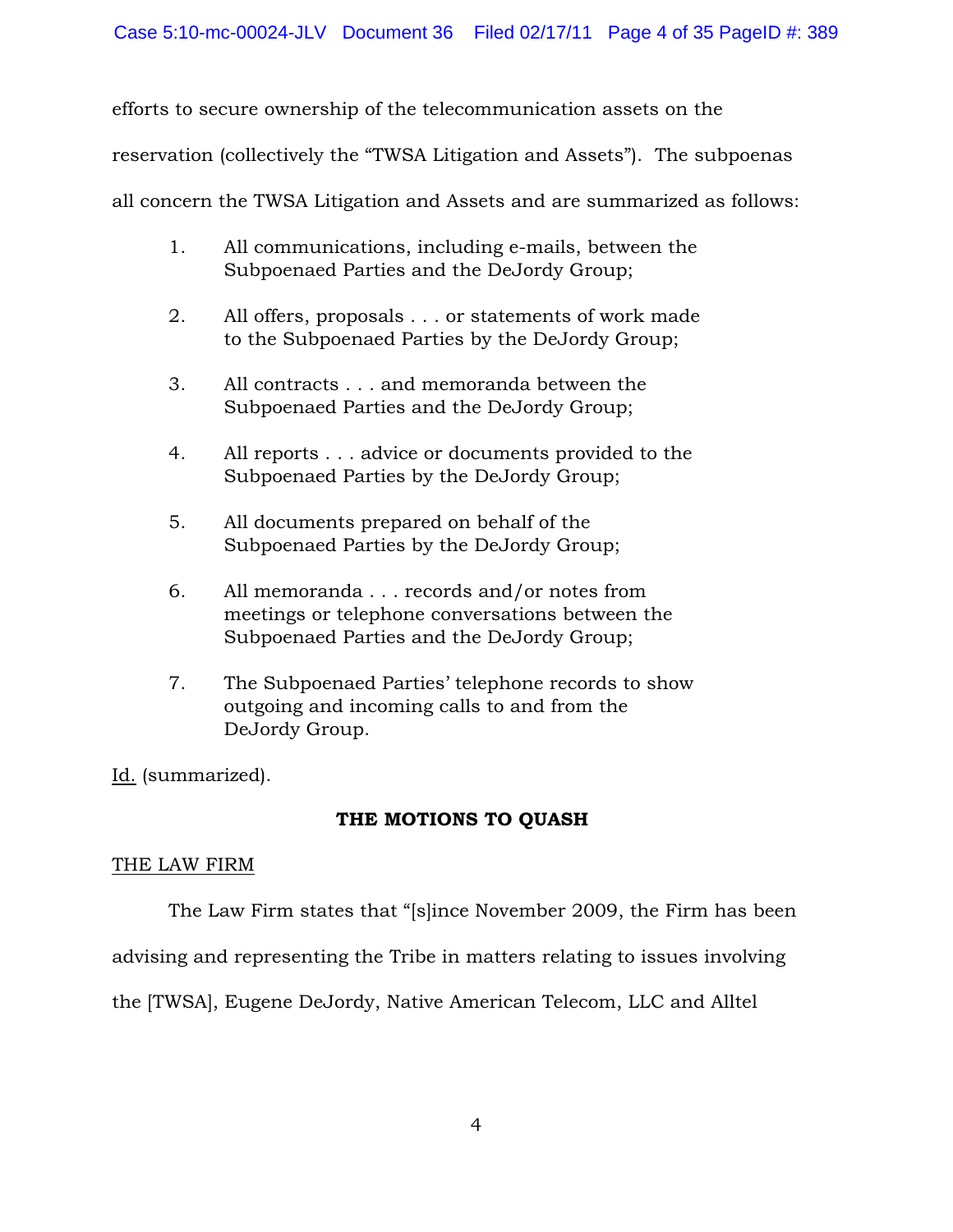efforts to secure ownership of the telecommunication assets on the reservation (collectively the "TWSA Litigation and Assets"). The subpoenas all concern the TWSA Litigation and Assets and are summarized as follows:

1. All communications, including e-mails, between the Subpoenaed Parties and the DeJordy Group;

2. All offers, proposals . . . or statements of work made to the Subpoenaed Parties by the DeJordy Group;

3. All contracts . . . and memoranda between the Subpoenaed Parties and the DeJordy Group;

4. All reports . . . advice or documents provided to the Subpoenaed Parties by the DeJordy Group;

5. All documents prepared on behalf of the Subpoenaed Parties by the DeJordy Group;

6. All memoranda . . . records and/or notes from meetings or telephone conversations between the Subpoenaed Parties and the DeJordy Group;

7. The Subpoenaed Parties' telephone records to show outgoing and incoming calls to and from the DeJordy Group.

Id. (summarized).

**THE MOTIONS TO QUASH**

THE LAW FIRM

The Law Firm states that "[s]ince November 2009, the Firm has been advising and representing the Tribe in matters relating to issues involving the [TWSA], Eugene DeJordy, Native American Telecom, LLC and Alltel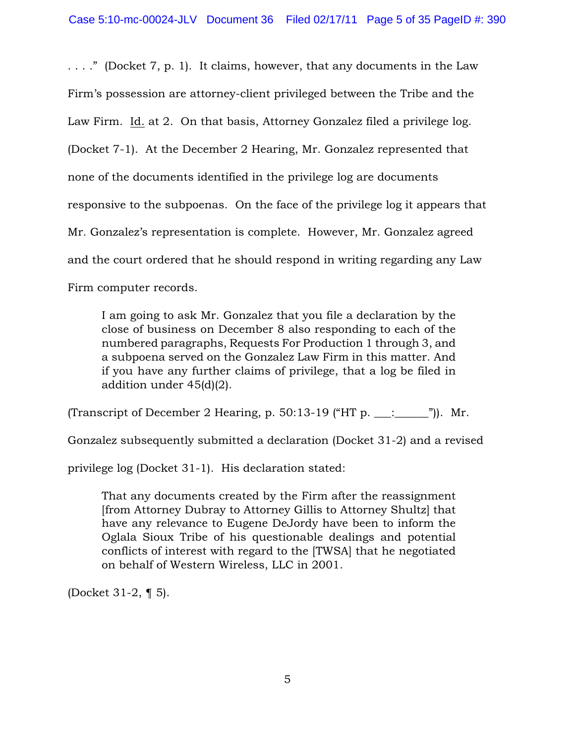. . . ." (Docket 7, p. 1). It claims, however, that any documents in the Law Firm's possession are attorney-client privileged between the Tribe and the Law Firm. Id. at 2. On that basis, Attorney Gonzalez filed a privilege log. (Docket 7-1). At the December 2 Hearing, Mr. Gonzalez represented that none of the documents identified in the privilege log are documents responsive to the subpoenas. On the face of the privilege log it appears that Mr. Gonzalez's representation is complete. However, Mr. Gonzalez agreed and the court ordered that he should respond in writing regarding any Law Firm computer records.

> I am going to ask Mr. Gonzalez that you file a declaration by the close of business on December 8 also responding to each of the numbered paragraphs, Requests For Production 1 through 3, and a subpoena served on the Gonzalez Law Firm in this matter. And if you have any further claims of privilege, that a log be filed in addition under 45(d)(2).

(Transcript of December 2 Hearing, p. 50:13-19 ("HT p. ___:______")). Mr. Gonzalez subsequently submitted a declaration (Docket 31-2) and a revised privilege log (Docket 31-1). His declaration stated:

> That any documents created by the Firm after the reassignment [from Attorney Dubray to Attorney Gillis to Attorney Shultz] that have any relevance to Eugene DeJordy have been to inform the Oglala Sioux Tribe of his questionable dealings and potential conflicts of interest with regard to the [TWSA] that he negotiated on behalf of Western Wireless, LLC in 2001.

(Docket 31-2, ¶ 5).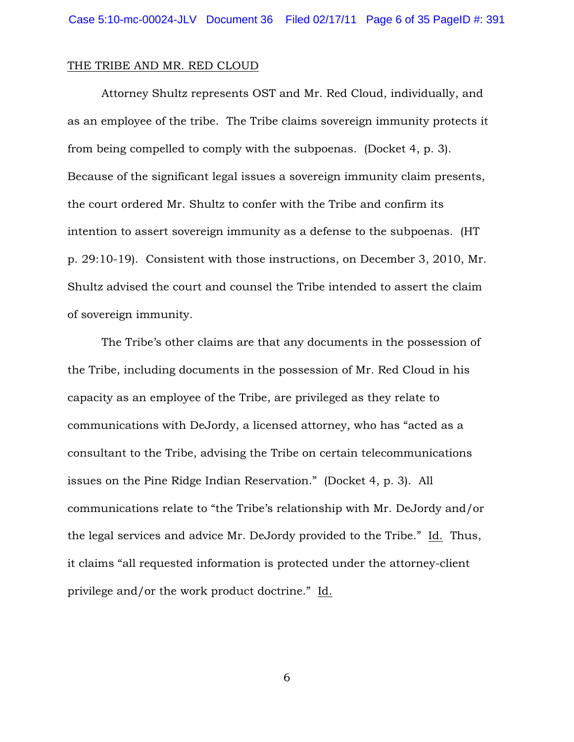THE TRIBE AND MR. RED CLOUD

Attorney Shultz represents OST and Mr. Red Cloud, individually, and as an employee of the tribe. The Tribe claims sovereign immunity protects it from being compelled to comply with the subpoenas. (Docket 4, p. 3). Because of the significant legal issues a sovereign immunity claim presents, the court ordered Mr. Shultz to confer with the Tribe and confirm its intention to assert sovereign immunity as a defense to the subpoenas. (HT p. 29:10-19). Consistent with those instructions, on December 3, 2010, Mr. Shultz advised the court and counsel the Tribe intended to assert the claim of sovereign immunity.

The Tribe's other claims are that any documents in the possession of the Tribe, including documents in the possession of Mr. Red Cloud in his capacity as an employee of the Tribe, are privileged as they relate to communications with DeJordy, a licensed attorney, who has "acted as a consultant to the Tribe, advising the Tribe on certain telecommunications issues on the Pine Ridge Indian Reservation." (Docket 4, p. 3). All communications relate to "the Tribe's relationship with Mr. DeJordy and/or the legal services and advice Mr. DeJordy provided to the Tribe." Id. Thus, it claims "all requested information is protected under the attorney-client privilege and/or the work product doctrine." Id.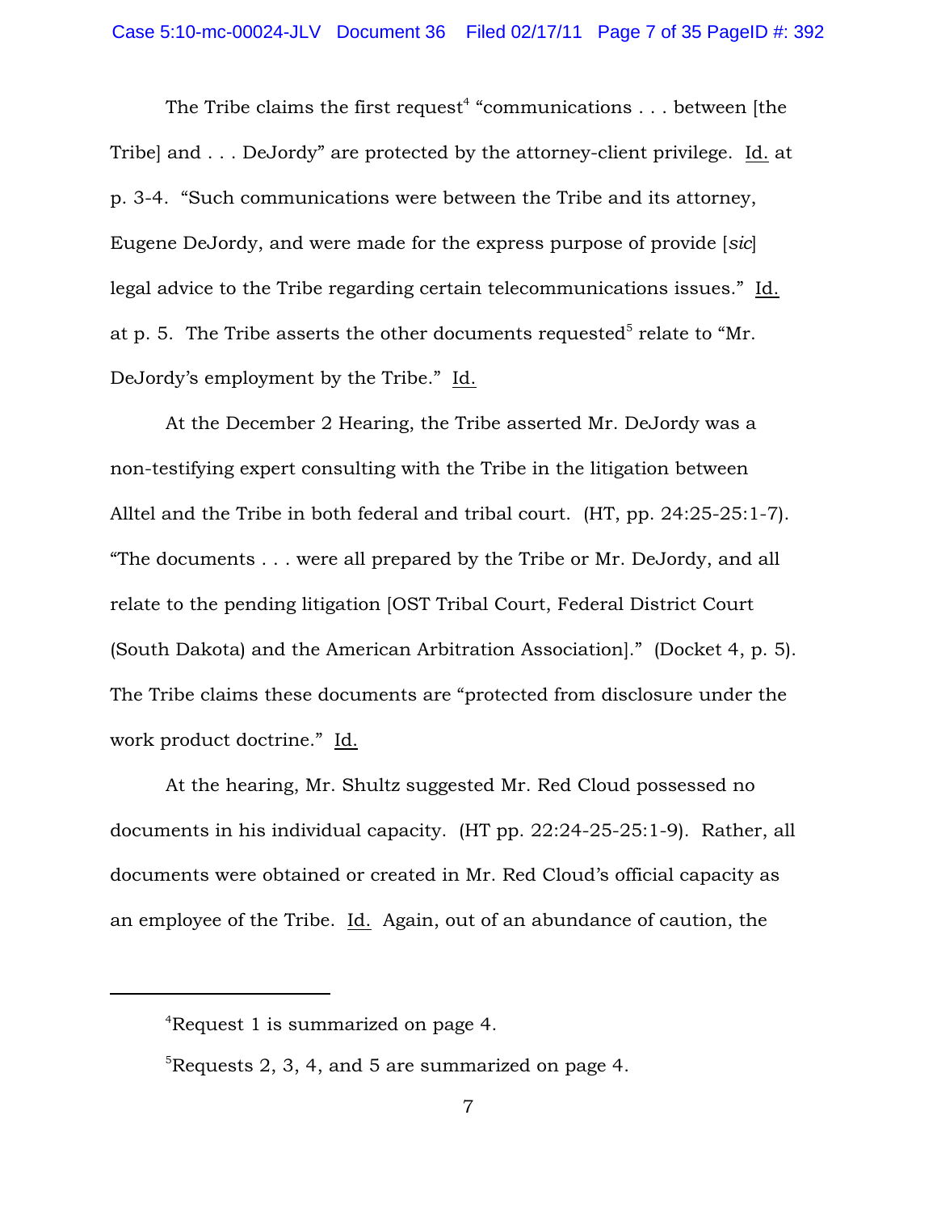The Tribe claims the first request[4] "communications . . . between [the Tribe] and . . . DeJordy" are protected by the attorney-client privilege. Id. at p. 3-4. "Such communications were between the Tribe and its attorney, Eugene DeJordy, and were made for the express purpose of provide [*sic*] legal advice to the Tribe regarding certain telecommunications issues." Id. at p. 5. The Tribe asserts the other documents requested[5] relate to "Mr. DeJordy's employment by the Tribe." Id.

At the December 2 Hearing, the Tribe asserted Mr. DeJordy was a non-testifying expert consulting with the Tribe in the litigation between Alltel and the Tribe in both federal and tribal court. (HT, pp. 24:25-25:1-7). "The documents . . . were all prepared by the Tribe or Mr. DeJordy, and all relate to the pending litigation [OST Tribal Court, Federal District Court (South Dakota) and the American Arbitration Association]." (Docket 4, p. 5). The Tribe claims these documents are "protected from disclosure under the work product doctrine." Id.

At the hearing, Mr. Shultz suggested Mr. Red Cloud possessed no documents in his individual capacity. (HT pp. 22:24-25-25:1-9). Rather, all documents were obtained or created in Mr. Red Cloud's official capacity as an employee of the Tribe. Id. Again, out of an abundance of caution, the

---

[4]Request 1 is summarized on page 4.

[5]Requests 2, 3, 4, and 5 are summarized on page 4.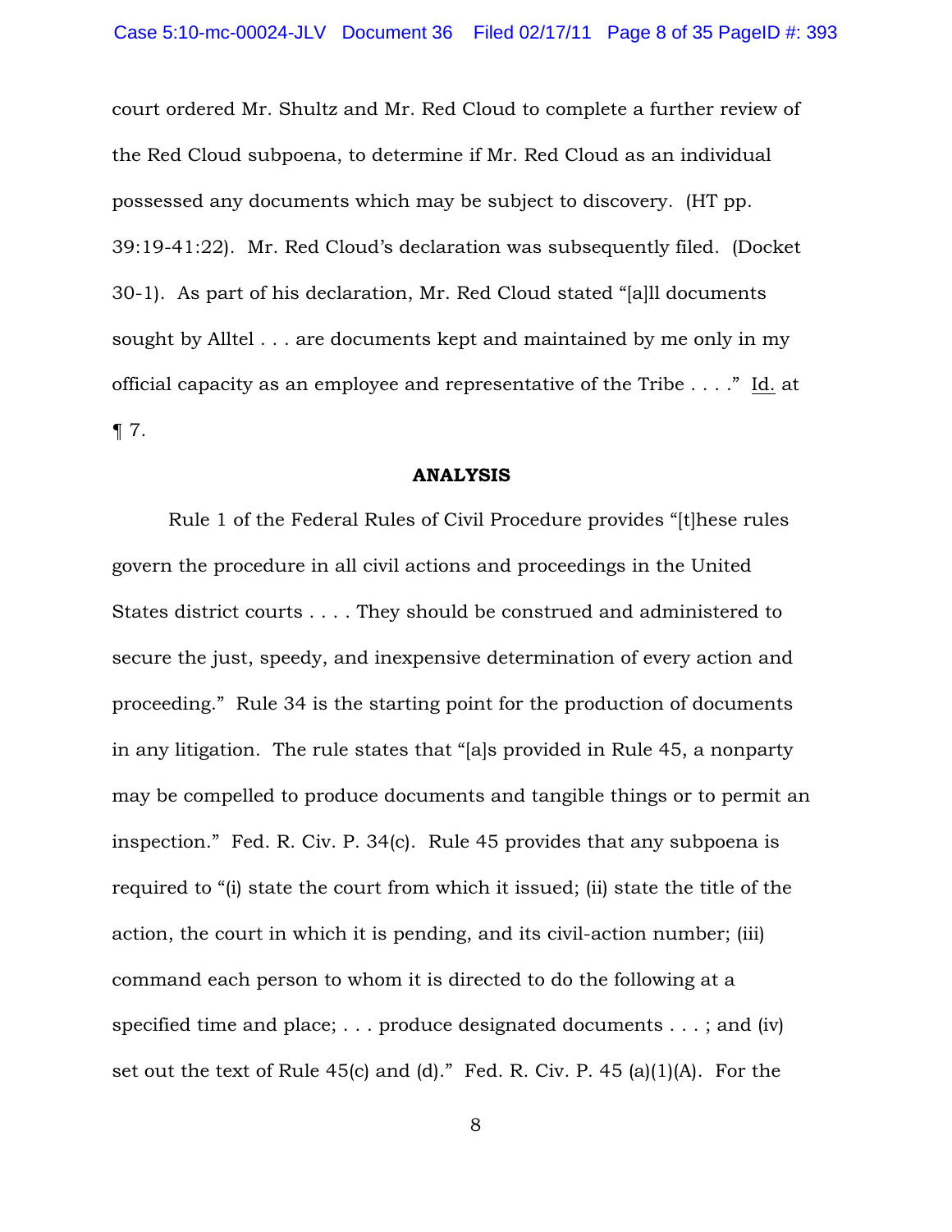court ordered Mr. Shultz and Mr. Red Cloud to complete a further review of the Red Cloud subpoena, to determine if Mr. Red Cloud as an individual possessed any documents which may be subject to discovery. (HT pp. 39:19-41:22). Mr. Red Cloud's declaration was subsequently filed. (Docket 30-1). As part of his declaration, Mr. Red Cloud stated "[a]ll documents sought by Alltel . . . are documents kept and maintained by me only in my official capacity as an employee and representative of the Tribe . . . ." Id. at ¶ 7.

**ANALYSIS**

Rule 1 of the Federal Rules of Civil Procedure provides "[t]hese rules govern the procedure in all civil actions and proceedings in the United States district courts . . . . They should be construed and administered to secure the just, speedy, and inexpensive determination of every action and proceeding." Rule 34 is the starting point for the production of documents in any litigation. The rule states that "[a]s provided in Rule 45, a nonparty may be compelled to produce documents and tangible things or to permit an inspection." Fed. R. Civ. P. 34(c). Rule 45 provides that any subpoena is required to "(i) state the court from which it issued; (ii) state the title of the action, the court in which it is pending, and its civil-action number; (iii) command each person to whom it is directed to do the following at a specified time and place; . . . produce designated documents . . . ; and (iv) set out the text of Rule 45(c) and (d)." Fed. R. Civ. P. 45 (a)(1)(A). For the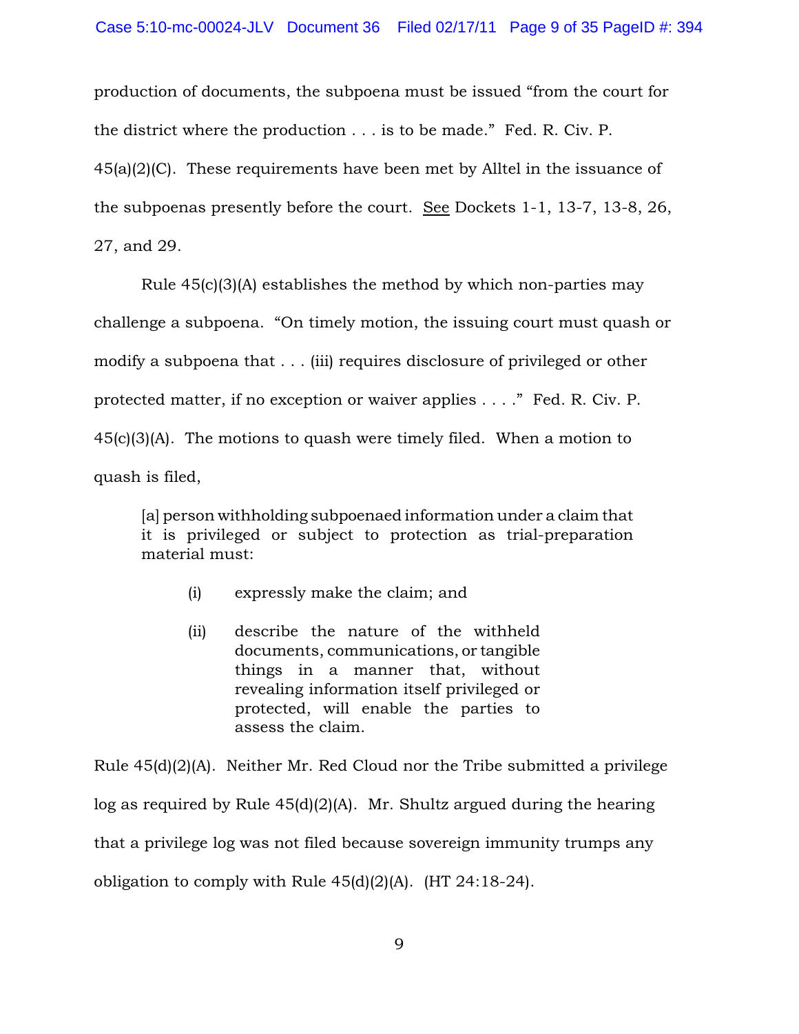production of documents, the subpoena must be issued "from the court for the district where the production . . . is to be made." Fed. R. Civ. P. 45(a)(2)(C). These requirements have been met by Alltel in the issuance of the subpoenas presently before the court. See Dockets 1-1, 13-7, 13-8, 26, 27, and 29.

Rule 45(c)(3)(A) establishes the method by which non-parties may challenge a subpoena. "On timely motion, the issuing court must quash or modify a subpoena that . . . (iii) requires disclosure of privileged or other protected matter, if no exception or waiver applies . . . ." Fed. R. Civ. P. 45(c)(3)(A). The motions to quash were timely filed. When a motion to quash is filed,

> [a] person withholding subpoenaed information under a claim that it is privileged or subject to protection as trial-preparation material must:
>
> (i) expressly make the claim; and
>
> (ii) describe the nature of the withheld documents, communications, or tangible things in a manner that, without revealing information itself privileged or protected, will enable the parties to assess the claim.

Rule 45(d)(2)(A). Neither Mr. Red Cloud nor the Tribe submitted a privilege log as required by Rule 45(d)(2)(A). Mr. Shultz argued during the hearing that a privilege log was not filed because sovereign immunity trumps any obligation to comply with Rule 45(d)(2)(A). (HT 24:18-24).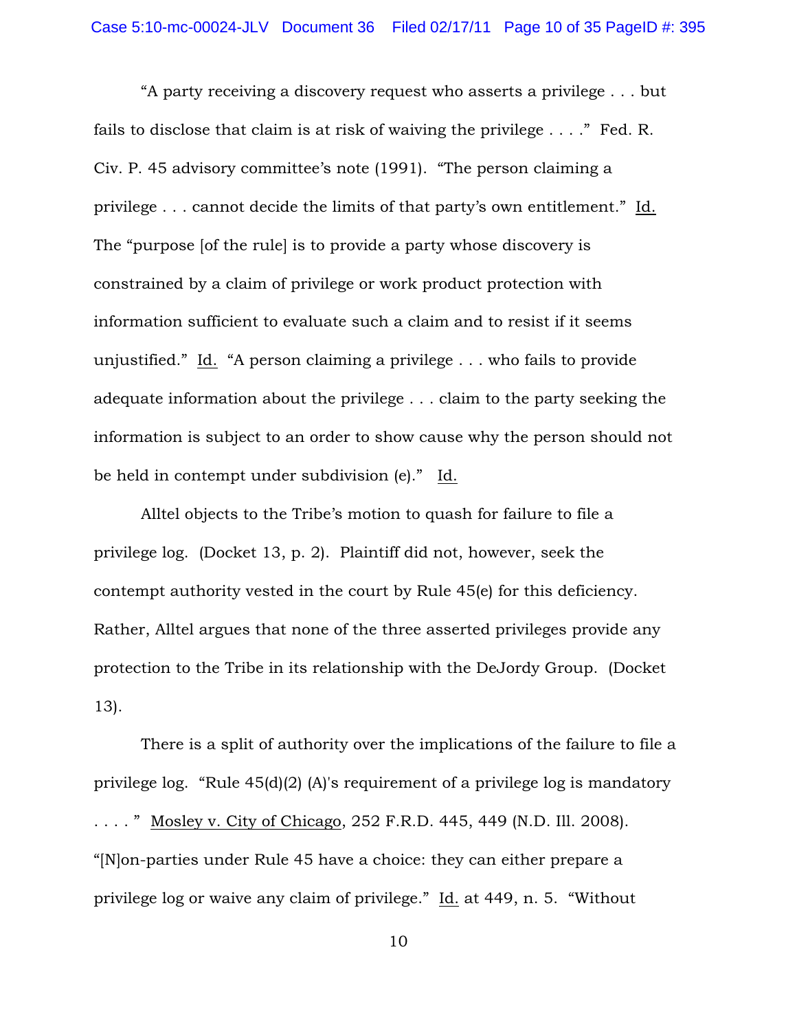"A party receiving a discovery request who asserts a privilege . . . but fails to disclose that claim is at risk of waiving the privilege . . . ." Fed. R. Civ. P. 45 advisory committee's note (1991). "The person claiming a privilege . . . cannot decide the limits of that party's own entitlement." Id. The "purpose [of the rule] is to provide a party whose discovery is constrained by a claim of privilege or work product protection with information sufficient to evaluate such a claim and to resist if it seems unjustified." Id. "A person claiming a privilege . . . who fails to provide adequate information about the privilege . . . claim to the party seeking the information is subject to an order to show cause why the person should not be held in contempt under subdivision (e)." Id.

Alltel objects to the Tribe's motion to quash for failure to file a privilege log. (Docket 13, p. 2). Plaintiff did not, however, seek the contempt authority vested in the court by Rule 45(e) for this deficiency. Rather, Alltel argues that none of the three asserted privileges provide any protection to the Tribe in its relationship with the DeJordy Group. (Docket 13).

There is a split of authority over the implications of the failure to file a privilege log. "Rule 45(d)(2) (A)'s requirement of a privilege log is mandatory . . . . " Mosley v. City of Chicago, 252 F.R.D. 445, 449 (N.D. Ill. 2008). "[N]on-parties under Rule 45 have a choice: they can either prepare a privilege log or waive any claim of privilege." Id. at 449, n. 5. "Without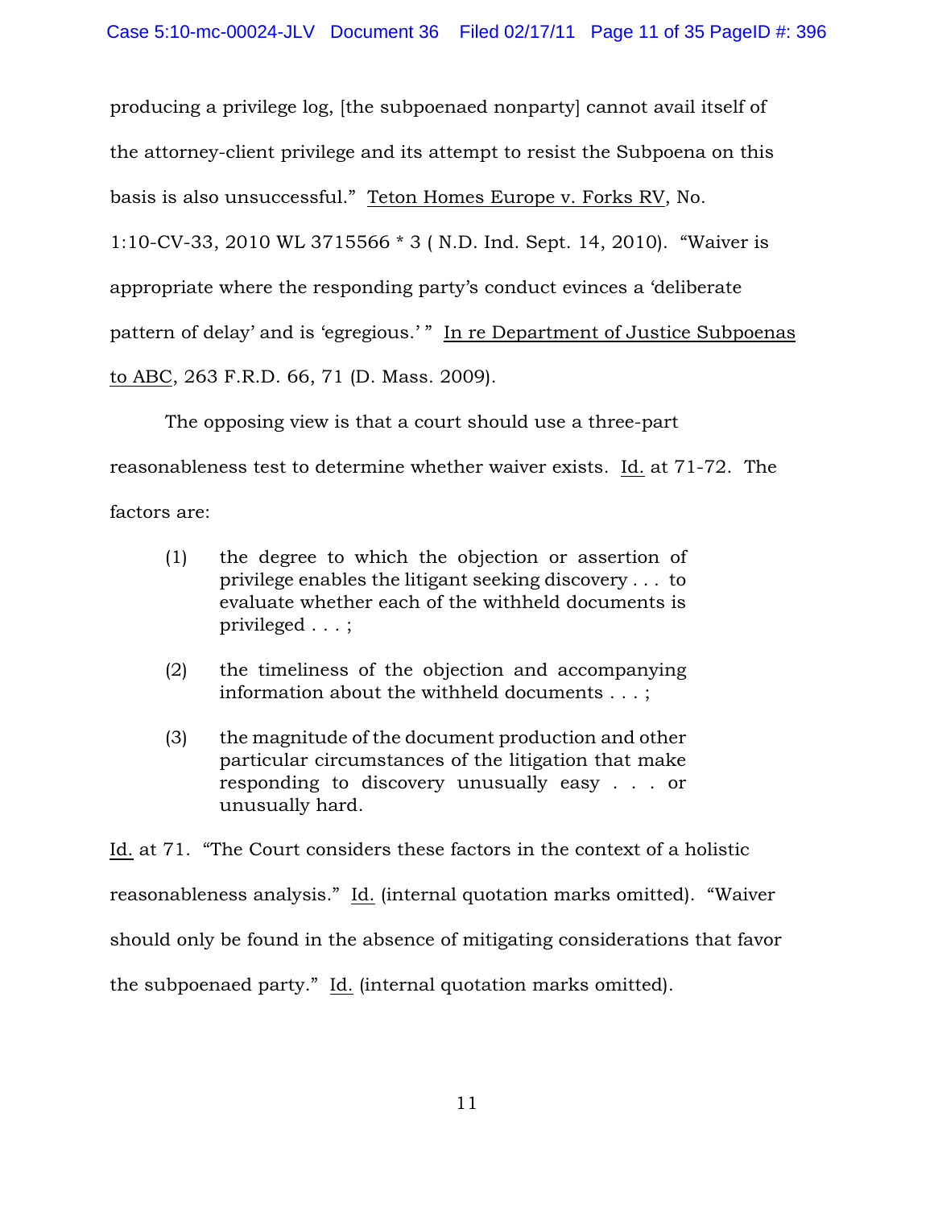producing a privilege log, [the subpoenaed nonparty] cannot avail itself of the attorney-client privilege and its attempt to resist the Subpoena on this basis is also unsuccessful." Teton Homes Europe v. Forks RV, No. 1:10-CV-33, 2010 WL 3715566 * 3 ( N.D. Ind. Sept. 14, 2010). "Waiver is appropriate where the responding party's conduct evinces a 'deliberate pattern of delay' and is 'egregious.' " In re Department of Justice Subpoenas to ABC, 263 F.R.D. 66, 71 (D. Mass. 2009).

The opposing view is that a court should use a three-part reasonableness test to determine whether waiver exists. Id. at 71-72. The factors are:

> (1) the degree to which the objection or assertion of privilege enables the litigant seeking discovery . . . to evaluate whether each of the withheld documents is privileged . . . ;
>
> (2) the timeliness of the objection and accompanying information about the withheld documents . . . ;
>
> (3) the magnitude of the document production and other particular circumstances of the litigation that make responding to discovery unusually easy . . . or unusually hard.

Id. at 71. "The Court considers these factors in the context of a holistic reasonableness analysis." Id. (internal quotation marks omitted). "Waiver should only be found in the absence of mitigating considerations that favor the subpoenaed party." Id. (internal quotation marks omitted).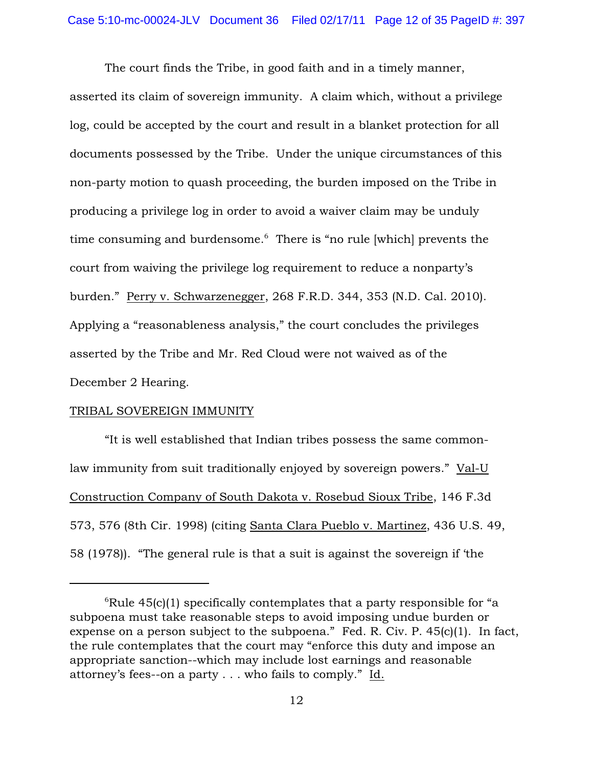The court finds the Tribe, in good faith and in a timely manner, asserted its claim of sovereign immunity. A claim which, without a privilege log, could be accepted by the court and result in a blanket protection for all documents possessed by the Tribe. Under the unique circumstances of this non-party motion to quash proceeding, the burden imposed on the Tribe in producing a privilege log in order to avoid a waiver claim may be unduly time consuming and burdensome.[6] There is "no rule [which] prevents the court from waiving the privilege log requirement to reduce a nonparty's burden." Perry v. Schwarzenegger, 268 F.R.D. 344, 353 (N.D. Cal. 2010). Applying a "reasonableness analysis," the court concludes the privileges asserted by the Tribe and Mr. Red Cloud were not waived as of the December 2 Hearing.

TRIBAL SOVEREIGN IMMUNITY

"It is well established that Indian tribes possess the same common-law immunity from suit traditionally enjoyed by sovereign powers." Val-U Construction Company of South Dakota v. Rosebud Sioux Tribe, 146 F.3d 573, 576 (8th Cir. 1998) (citing Santa Clara Pueblo v. Martinez, 436 U.S. 49, 58 (1978)). "The general rule is that a suit is against the sovereign if 'the

---

[6]Rule 45(c)(1) specifically contemplates that a party responsible for "a subpoena must take reasonable steps to avoid imposing undue burden or expense on a person subject to the subpoena." Fed. R. Civ. P. 45(c)(1). In fact, the rule contemplates that the court may "enforce this duty and impose an appropriate sanction--which may include lost earnings and reasonable attorney's fees--on a party . . . who fails to comply." Id.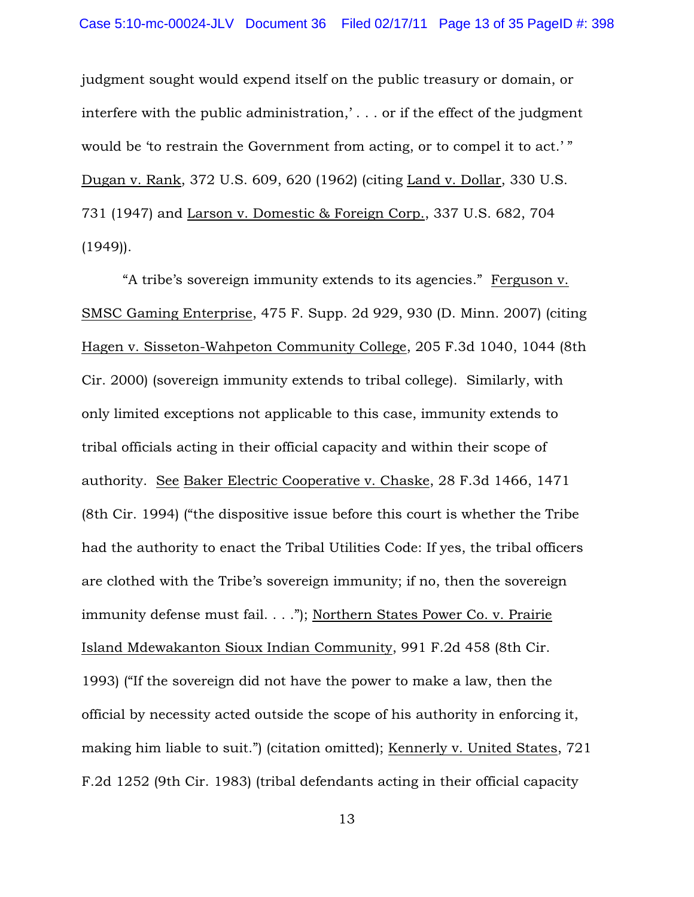judgment sought would expend itself on the public treasury or domain, or interfere with the public administration,' . . . or if the effect of the judgment would be 'to restrain the Government from acting, or to compel it to act.' " Dugan v. Rank, 372 U.S. 609, 620 (1962) (citing Land v. Dollar, 330 U.S. 731 (1947) and Larson v. Domestic & Foreign Corp., 337 U.S. 682, 704 (1949)).

"A tribe's sovereign immunity extends to its agencies." Ferguson v. SMSC Gaming Enterprise, 475 F. Supp. 2d 929, 930 (D. Minn. 2007) (citing Hagen v. Sisseton-Wahpeton Community College, 205 F.3d 1040, 1044 (8th Cir. 2000) (sovereign immunity extends to tribal college). Similarly, with only limited exceptions not applicable to this case, immunity extends to tribal officials acting in their official capacity and within their scope of authority. See Baker Electric Cooperative v. Chaske, 28 F.3d 1466, 1471 (8th Cir. 1994) ("the dispositive issue before this court is whether the Tribe had the authority to enact the Tribal Utilities Code: If yes, the tribal officers are clothed with the Tribe's sovereign immunity; if no, then the sovereign immunity defense must fail. . . ."); Northern States Power Co. v. Prairie Island Mdewakanton Sioux Indian Community, 991 F.2d 458 (8th Cir. 1993) ("If the sovereign did not have the power to make a law, then the official by necessity acted outside the scope of his authority in enforcing it, making him liable to suit.") (citation omitted); Kennerly v. United States, 721 F.2d 1252 (9th Cir. 1983) (tribal defendants acting in their official capacity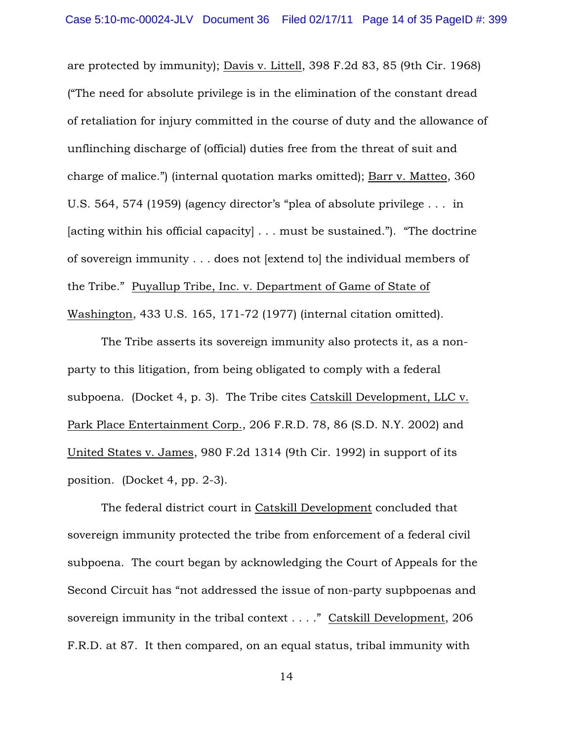are protected by immunity); Davis v. Littell, 398 F.2d 83, 85 (9th Cir. 1968) ("The need for absolute privilege is in the elimination of the constant dread of retaliation for injury committed in the course of duty and the allowance of unflinching discharge of (official) duties free from the threat of suit and charge of malice.") (internal quotation marks omitted); Barr v. Matteo, 360 U.S. 564, 574 (1959) (agency director's "plea of absolute privilege . . . in [acting within his official capacity] . . . must be sustained."). "The doctrine of sovereign immunity . . . does not [extend to] the individual members of the Tribe." Puyallup Tribe, Inc. v. Department of Game of State of Washington, 433 U.S. 165, 171-72 (1977) (internal citation omitted).

The Tribe asserts its sovereign immunity also protects it, as a non-party to this litigation, from being obligated to comply with a federal subpoena. (Docket 4, p. 3). The Tribe cites Catskill Development, LLC v. Park Place Entertainment Corp., 206 F.R.D. 78, 86 (S.D. N.Y. 2002) and United States v. James, 980 F.2d 1314 (9th Cir. 1992) in support of its position. (Docket 4, pp. 2-3).

The federal district court in Catskill Development concluded that sovereign immunity protected the tribe from enforcement of a federal civil subpoena. The court began by acknowledging the Court of Appeals for the Second Circuit has "not addressed the issue of non-party supbpoenas and sovereign immunity in the tribal context . . . ." Catskill Development, 206 F.R.D. at 87. It then compared, on an equal status, tribal immunity with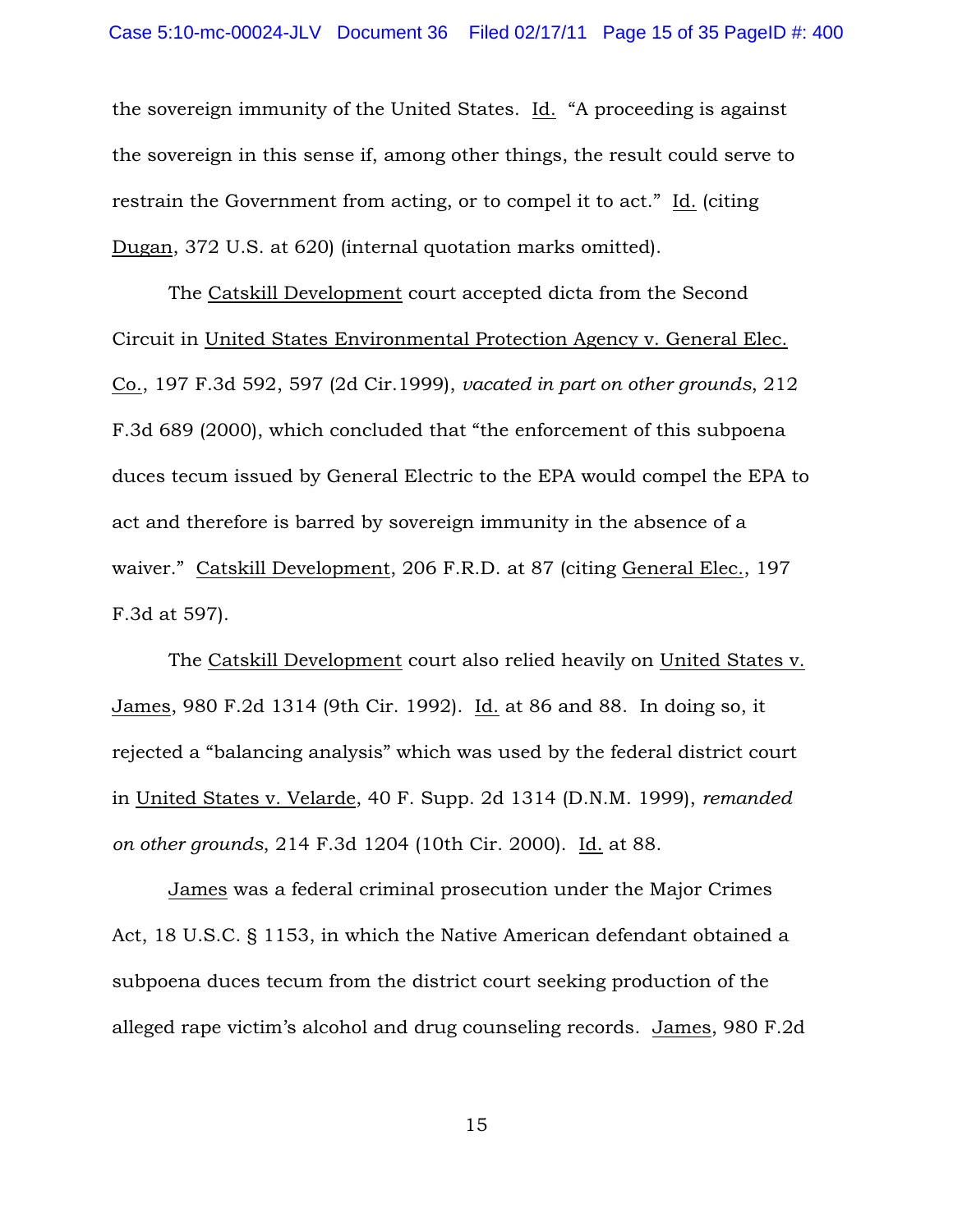the sovereign immunity of the United States. Id. "A proceeding is against the sovereign in this sense if, among other things, the result could serve to restrain the Government from acting, or to compel it to act." Id. (citing Dugan, 372 U.S. at 620) (internal quotation marks omitted).

The Catskill Development court accepted dicta from the Second Circuit in United States Environmental Protection Agency v. General Elec. Co., 197 F.3d 592, 597 (2d Cir.1999), *vacated in part on other grounds*, 212 F.3d 689 (2000), which concluded that "the enforcement of this subpoena duces tecum issued by General Electric to the EPA would compel the EPA to act and therefore is barred by sovereign immunity in the absence of a waiver." Catskill Development, 206 F.R.D. at 87 (citing General Elec., 197 F.3d at 597).

The Catskill Development court also relied heavily on United States v. James, 980 F.2d 1314 (9th Cir. 1992). Id. at 86 and 88. In doing so, it rejected a "balancing analysis" which was used by the federal district court in United States v. Velarde, 40 F. Supp. 2d 1314 (D.N.M. 1999), *remanded on other grounds*, 214 F.3d 1204 (10th Cir. 2000). Id. at 88.

James was a federal criminal prosecution under the Major Crimes Act, 18 U.S.C. § 1153, in which the Native American defendant obtained a subpoena duces tecum from the district court seeking production of the alleged rape victim's alcohol and drug counseling records. James, 980 F.2d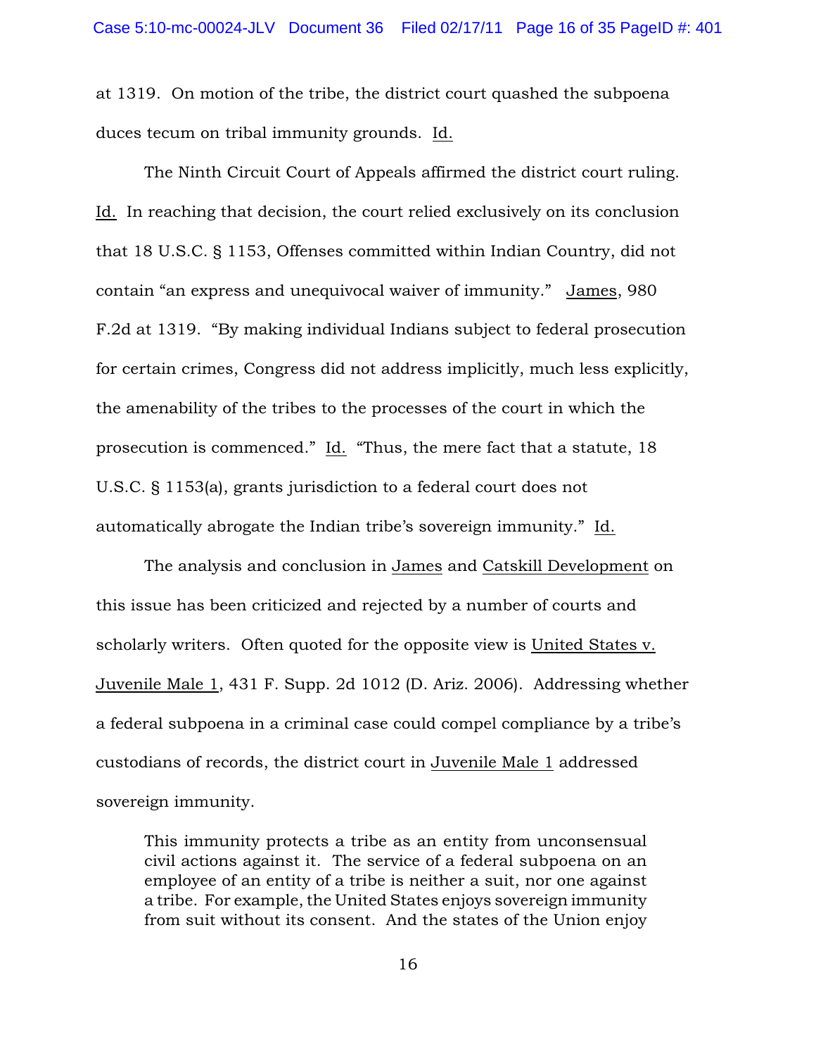at 1319. On motion of the tribe, the district court quashed the subpoena duces tecum on tribal immunity grounds. Id.

The Ninth Circuit Court of Appeals affirmed the district court ruling. Id. In reaching that decision, the court relied exclusively on its conclusion that 18 U.S.C. § 1153, Offenses committed within Indian Country, did not contain "an express and unequivocal waiver of immunity." James, 980 F.2d at 1319. "By making individual Indians subject to federal prosecution for certain crimes, Congress did not address implicitly, much less explicitly, the amenability of the tribes to the processes of the court in which the prosecution is commenced." Id. "Thus, the mere fact that a statute, 18 U.S.C. § 1153(a), grants jurisdiction to a federal court does not automatically abrogate the Indian tribe's sovereign immunity." Id.

The analysis and conclusion in James and Catskill Development on this issue has been criticized and rejected by a number of courts and scholarly writers. Often quoted for the opposite view is United States v. Juvenile Male 1, 431 F. Supp. 2d 1012 (D. Ariz. 2006). Addressing whether a federal subpoena in a criminal case could compel compliance by a tribe's custodians of records, the district court in Juvenile Male 1 addressed sovereign immunity.

> This immunity protects a tribe as an entity from unconsensual civil actions against it. The service of a federal subpoena on an employee of an entity of a tribe is neither a suit, nor one against a tribe. For example, the United States enjoys sovereign immunity from suit without its consent. And the states of the Union enjoy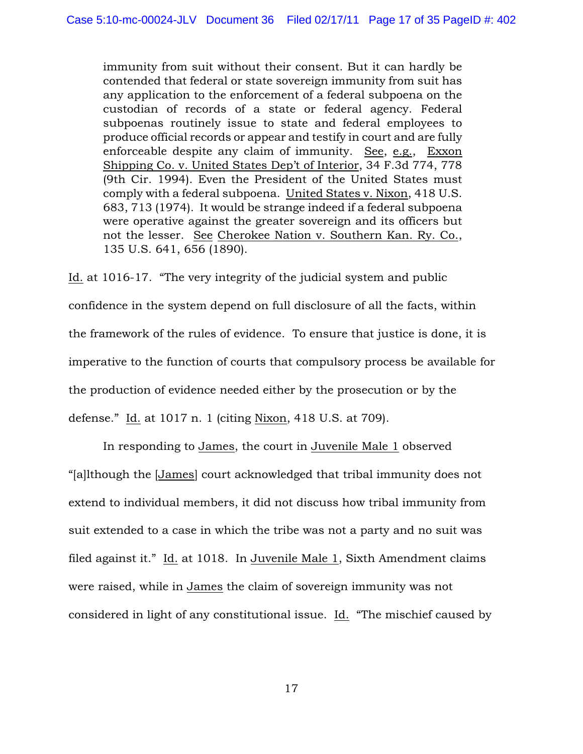> immunity from suit without their consent. But it can hardly be contended that federal or state sovereign immunity from suit has any application to the enforcement of a federal subpoena on the custodian of records of a state or federal agency. Federal subpoenas routinely issue to state and federal employees to produce official records or appear and testify in court and are fully enforceable despite any claim of immunity. See, e.g., Exxon Shipping Co. v. United States Dep't of Interior, 34 F.3d 774, 778 (9th Cir. 1994). Even the President of the United States must comply with a federal subpoena. United States v. Nixon, 418 U.S. 683, 713 (1974). It would be strange indeed if a federal subpoena were operative against the greater sovereign and its officers but not the lesser. See Cherokee Nation v. Southern Kan. Ry. Co., 135 U.S. 641, 656 (1890).

Id. at 1016-17. "The very integrity of the judicial system and public confidence in the system depend on full disclosure of all the facts, within the framework of the rules of evidence. To ensure that justice is done, it is imperative to the function of courts that compulsory process be available for the production of evidence needed either by the prosecution or by the defense." Id. at 1017 n. 1 (citing Nixon, 418 U.S. at 709).

In responding to James, the court in Juvenile Male 1 observed "[a]lthough the [James] court acknowledged that tribal immunity does not extend to individual members, it did not discuss how tribal immunity from suit extended to a case in which the tribe was not a party and no suit was filed against it." Id. at 1018. In Juvenile Male 1, Sixth Amendment claims were raised, while in James the claim of sovereign immunity was not considered in light of any constitutional issue. Id. "The mischief caused by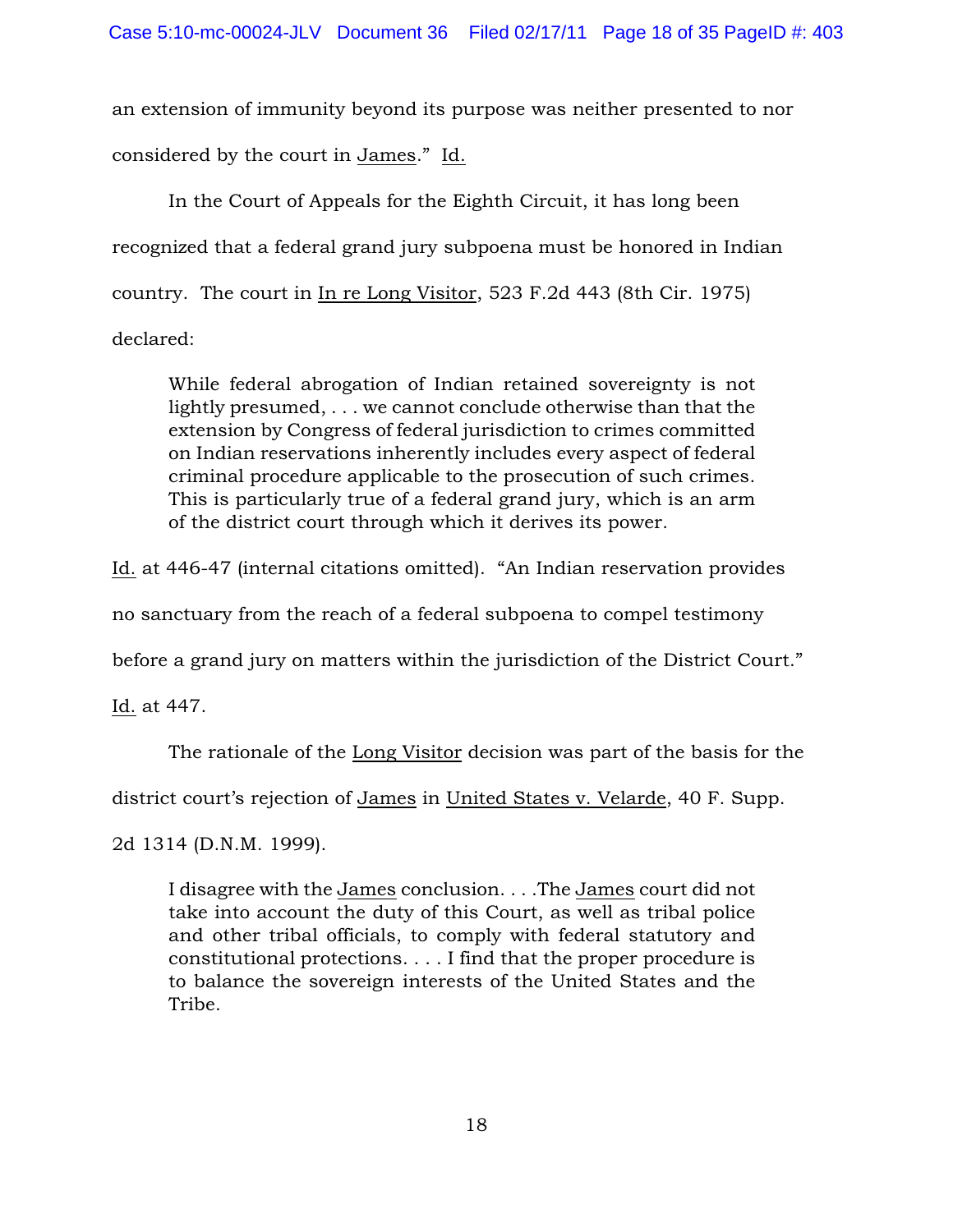an extension of immunity beyond its purpose was neither presented to nor considered by the court in James." Id.

In the Court of Appeals for the Eighth Circuit, it has long been recognized that a federal grand jury subpoena must be honored in Indian country. The court in In re Long Visitor, 523 F.2d 443 (8th Cir. 1975) declared:

> While federal abrogation of Indian retained sovereignty is not lightly presumed, . . . we cannot conclude otherwise than that the extension by Congress of federal jurisdiction to crimes committed on Indian reservations inherently includes every aspect of federal criminal procedure applicable to the prosecution of such crimes. This is particularly true of a federal grand jury, which is an arm of the district court through which it derives its power.

Id. at 446-47 (internal citations omitted). "An Indian reservation provides no sanctuary from the reach of a federal subpoena to compel testimony before a grand jury on matters within the jurisdiction of the District Court." Id. at 447.

The rationale of the Long Visitor decision was part of the basis for the district court's rejection of James in United States v. Velarde, 40 F. Supp. 2d 1314 (D.N.M. 1999).

> I disagree with the James conclusion. . . .The James court did not take into account the duty of this Court, as well as tribal police and other tribal officials, to comply with federal statutory and constitutional protections. . . . I find that the proper procedure is to balance the sovereign interests of the United States and the Tribe.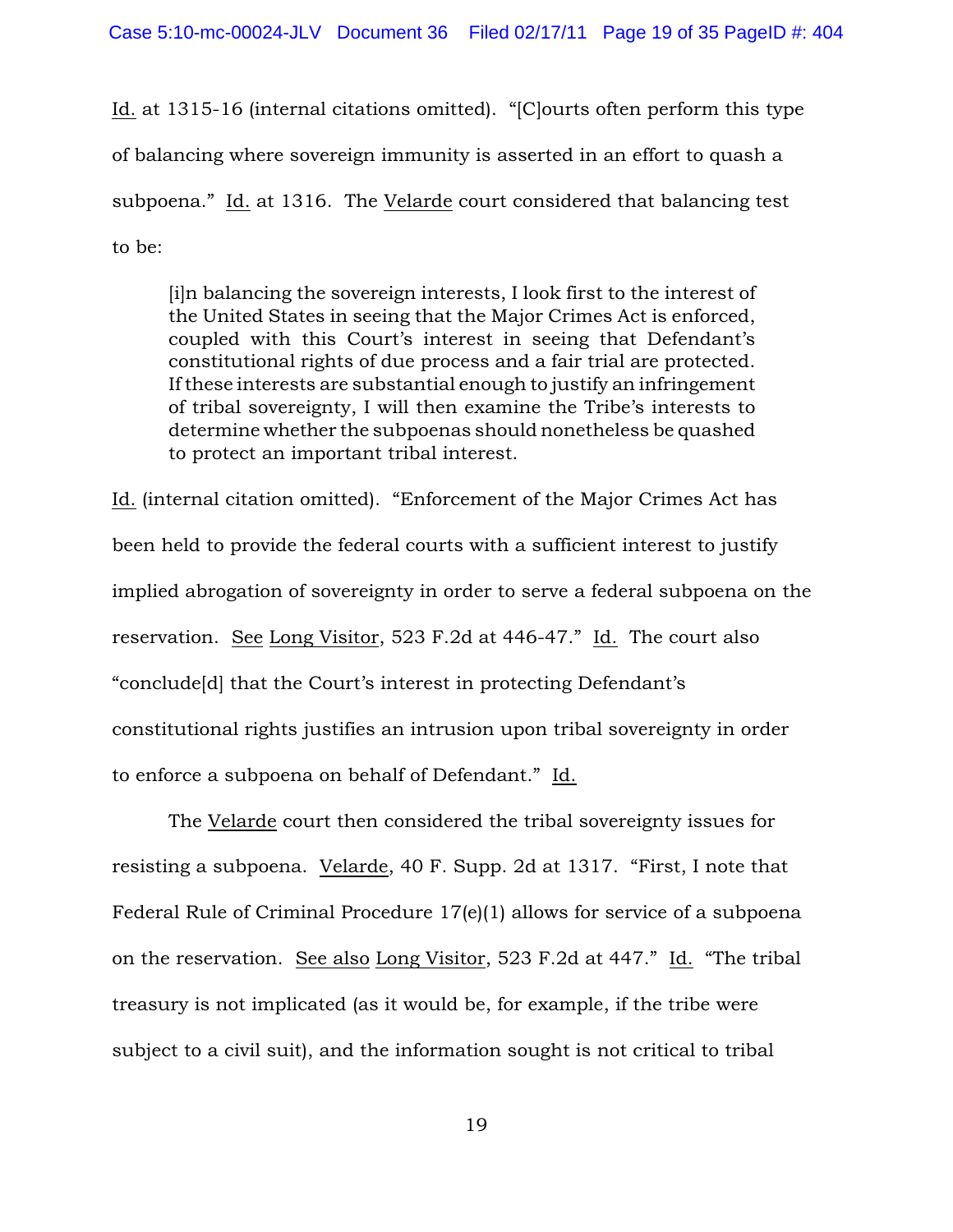Id. at 1315-16 (internal citations omitted). "[C]ourts often perform this type of balancing where sovereign immunity is asserted in an effort to quash a subpoena." Id. at 1316. The Velarde court considered that balancing test to be:

> [i]n balancing the sovereign interests, I look first to the interest of the United States in seeing that the Major Crimes Act is enforced, coupled with this Court's interest in seeing that Defendant's constitutional rights of due process and a fair trial are protected. If these interests are substantial enough to justify an infringement of tribal sovereignty, I will then examine the Tribe's interests to determine whether the subpoenas should nonetheless be quashed to protect an important tribal interest.

Id. (internal citation omitted). "Enforcement of the Major Crimes Act has been held to provide the federal courts with a sufficient interest to justify implied abrogation of sovereignty in order to serve a federal subpoena on the reservation. See Long Visitor, 523 F.2d at 446-47." Id. The court also "conclude[d] that the Court's interest in protecting Defendant's constitutional rights justifies an intrusion upon tribal sovereignty in order to enforce a subpoena on behalf of Defendant." Id.

The Velarde court then considered the tribal sovereignty issues for resisting a subpoena. Velarde, 40 F. Supp. 2d at 1317. "First, I note that Federal Rule of Criminal Procedure 17(e)(1) allows for service of a subpoena on the reservation. See also Long Visitor, 523 F.2d at 447." Id. "The tribal treasury is not implicated (as it would be, for example, if the tribe were subject to a civil suit), and the information sought is not critical to tribal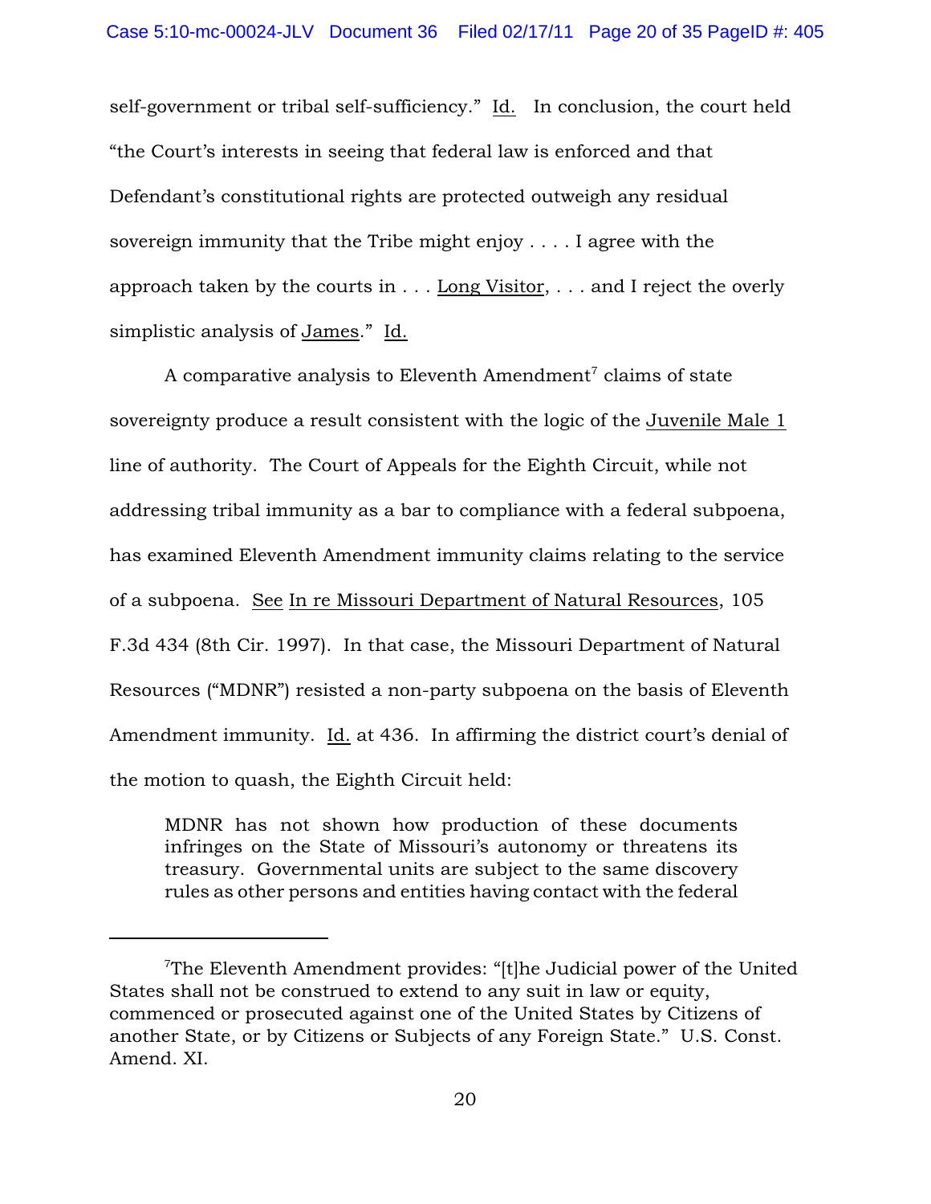self-government or tribal self-sufficiency." Id. In conclusion, the court held "the Court's interests in seeing that federal law is enforced and that Defendant's constitutional rights are protected outweigh any residual sovereign immunity that the Tribe might enjoy . . . . I agree with the approach taken by the courts in . . . Long Visitor, . . . and I reject the overly simplistic analysis of James." Id.

A comparative analysis to Eleventh Amendment[7] claims of state sovereignty produce a result consistent with the logic of the Juvenile Male 1 line of authority. The Court of Appeals for the Eighth Circuit, while not addressing tribal immunity as a bar to compliance with a federal subpoena, has examined Eleventh Amendment immunity claims relating to the service of a subpoena. See In re Missouri Department of Natural Resources, 105 F.3d 434 (8th Cir. 1997). In that case, the Missouri Department of Natural Resources ("MDNR") resisted a non-party subpoena on the basis of Eleventh Amendment immunity. Id. at 436. In affirming the district court's denial of the motion to quash, the Eighth Circuit held:

> MDNR has not shown how production of these documents infringes on the State of Missouri's autonomy or threatens its treasury. Governmental units are subject to the same discovery rules as other persons and entities having contact with the federal

---

[7]The Eleventh Amendment provides: "[t]he Judicial power of the United States shall not be construed to extend to any suit in law or equity, commenced or prosecuted against one of the United States by Citizens of another State, or by Citizens or Subjects of any Foreign State." U.S. Const. Amend. XI.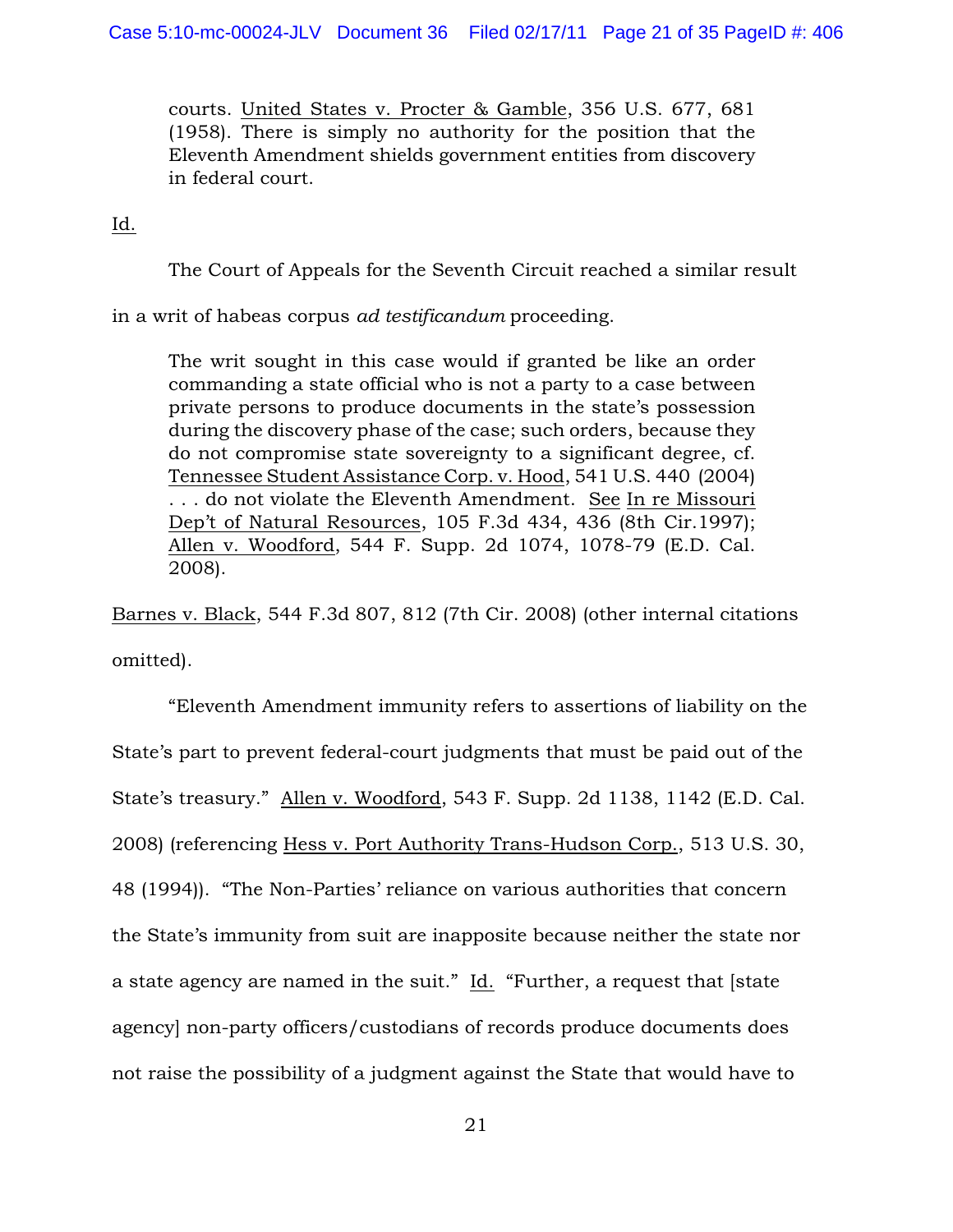> courts. United States v. Procter & Gamble, 356 U.S. 677, 681 (1958). There is simply no authority for the position that the Eleventh Amendment shields government entities from discovery in federal court.

Id.

The Court of Appeals for the Seventh Circuit reached a similar result in a writ of habeas corpus *ad testificandum* proceeding.

> The writ sought in this case would if granted be like an order commanding a state official who is not a party to a case between private persons to produce documents in the state's possession during the discovery phase of the case; such orders, because they do not compromise state sovereignty to a significant degree, cf. Tennessee Student Assistance Corp. v. Hood, 541 U.S. 440 (2004) . . . do not violate the Eleventh Amendment. See In re Missouri Dep't of Natural Resources, 105 F.3d 434, 436 (8th Cir.1997); Allen v. Woodford, 544 F. Supp. 2d 1074, 1078-79 (E.D. Cal. 2008).

Barnes v. Black, 544 F.3d 807, 812 (7th Cir. 2008) (other internal citations omitted).

"Eleventh Amendment immunity refers to assertions of liability on the State's part to prevent federal-court judgments that must be paid out of the State's treasury." Allen v. Woodford, 543 F. Supp. 2d 1138, 1142 (E.D. Cal. 2008) (referencing Hess v. Port Authority Trans-Hudson Corp., 513 U.S. 30, 48 (1994)). "The Non-Parties' reliance on various authorities that concern the State's immunity from suit are inapposite because neither the state nor a state agency are named in the suit." Id. "Further, a request that [state agency] non-party officers/custodians of records produce documents does not raise the possibility of a judgment against the State that would have to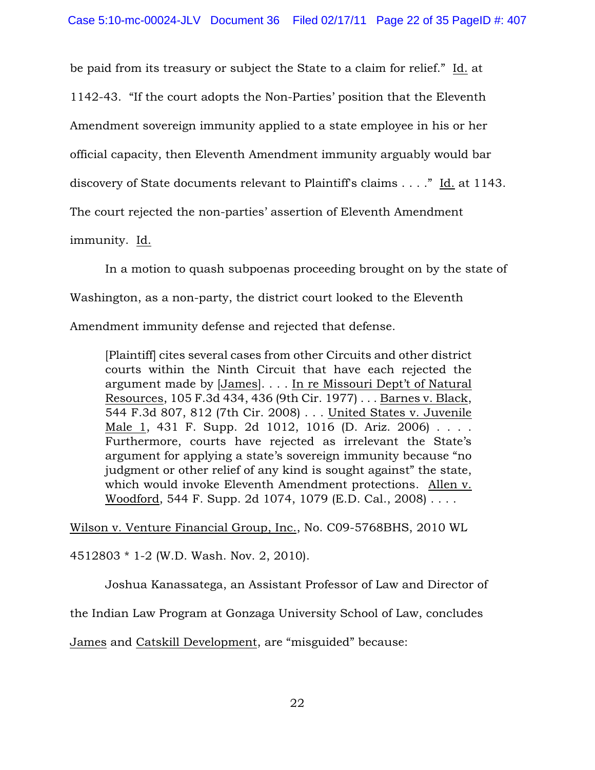be paid from its treasury or subject the State to a claim for relief." Id. at 1142-43. "If the court adopts the Non-Parties' position that the Eleventh Amendment sovereign immunity applied to a state employee in his or her official capacity, then Eleventh Amendment immunity arguably would bar discovery of State documents relevant to Plaintiff's claims . . . ." Id. at 1143. The court rejected the non-parties' assertion of Eleventh Amendment immunity. Id.

In a motion to quash subpoenas proceeding brought on by the state of Washington, as a non-party, the district court looked to the Eleventh Amendment immunity defense and rejected that defense.

> [Plaintiff] cites several cases from other Circuits and other district courts within the Ninth Circuit that have each rejected the argument made by [James]. . . . In re Missouri Dept't of Natural Resources, 105 F.3d 434, 436 (9th Cir. 1977) . . . Barnes v. Black, 544 F.3d 807, 812 (7th Cir. 2008) . . . United States v. Juvenile Male 1, 431 F. Supp. 2d 1012, 1016 (D. Ariz. 2006) . . . . Furthermore, courts have rejected as irrelevant the State's argument for applying a state's sovereign immunity because "no judgment or other relief of any kind is sought against" the state, which would invoke Eleventh Amendment protections. Allen v. Woodford, 544 F. Supp. 2d 1074, 1079 (E.D. Cal., 2008) . . . .

Wilson v. Venture Financial Group, Inc., No. C09-5768BHS, 2010 WL 4512803 * 1-2 (W.D. Wash. Nov. 2, 2010).

Joshua Kanassatega, an Assistant Professor of Law and Director of the Indian Law Program at Gonzaga University School of Law, concludes James and Catskill Development, are "misguided" because: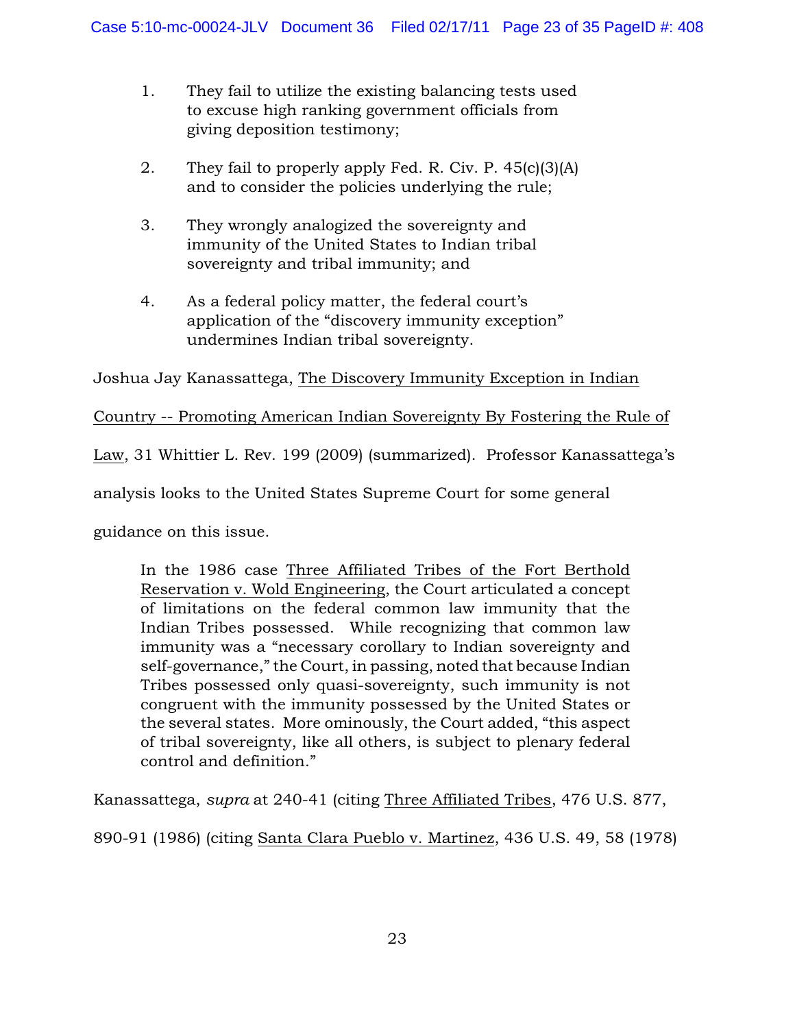1. They fail to utilize the existing balancing tests used to excuse high ranking government officials from giving deposition testimony;

2. They fail to properly apply Fed. R. Civ. P. 45(c)(3)(A) and to consider the policies underlying the rule;

3. They wrongly analogized the sovereignty and immunity of the United States to Indian tribal sovereignty and tribal immunity; and

4. As a federal policy matter, the federal court's application of the "discovery immunity exception" undermines Indian tribal sovereignty.

Joshua Jay Kanassattega, The Discovery Immunity Exception in Indian Country -- Promoting American Indian Sovereignty By Fostering the Rule of Law, 31 Whittier L. Rev. 199 (2009) (summarized). Professor Kanassattega's analysis looks to the United States Supreme Court for some general guidance on this issue.

> In the 1986 case Three Affiliated Tribes of the Fort Berthold Reservation v. Wold Engineering, the Court articulated a concept of limitations on the federal common law immunity that the Indian Tribes possessed. While recognizing that common law immunity was a "necessary corollary to Indian sovereignty and self-governance," the Court, in passing, noted that because Indian Tribes possessed only quasi-sovereignty, such immunity is not congruent with the immunity possessed by the United States or the several states. More ominously, the Court added, "this aspect of tribal sovereignty, like all others, is subject to plenary federal control and definition."

Kanassattega, *supra* at 240-41 (citing Three Affiliated Tribes, 476 U.S. 877, 890-91 (1986) (citing Santa Clara Pueblo v. Martinez, 436 U.S. 49, 58 (1978)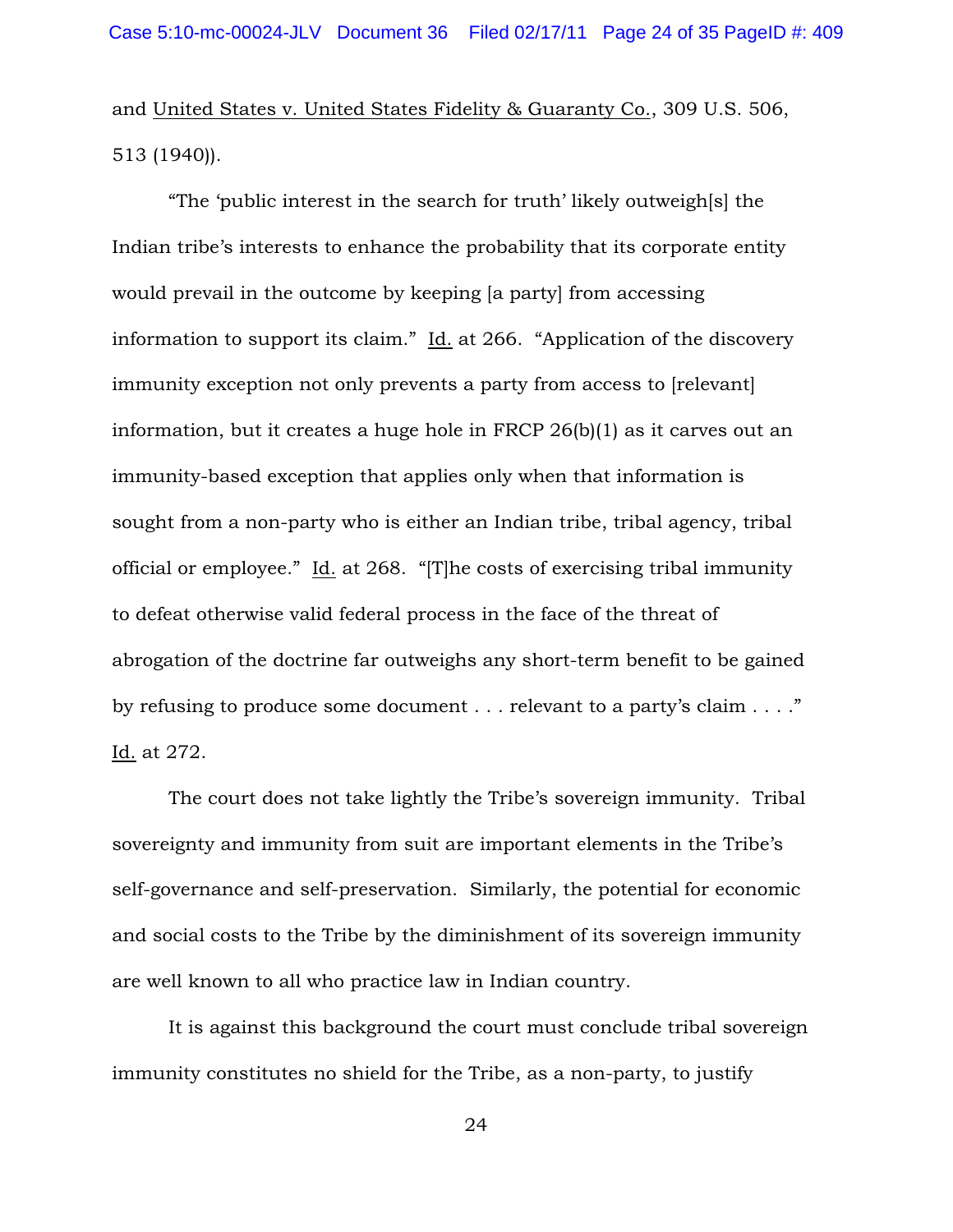and United States v. United States Fidelity & Guaranty Co., 309 U.S. 506, 513 (1940)).

"The 'public interest in the search for truth' likely outweigh[s] the Indian tribe's interests to enhance the probability that its corporate entity would prevail in the outcome by keeping [a party] from accessing information to support its claim." Id. at 266. "Application of the discovery immunity exception not only prevents a party from access to [relevant] information, but it creates a huge hole in FRCP 26(b)(1) as it carves out an immunity-based exception that applies only when that information is sought from a non-party who is either an Indian tribe, tribal agency, tribal official or employee." Id. at 268. "[T]he costs of exercising tribal immunity to defeat otherwise valid federal process in the face of the threat of abrogation of the doctrine far outweighs any short-term benefit to be gained by refusing to produce some document . . . relevant to a party's claim . . . ." Id. at 272.

The court does not take lightly the Tribe's sovereign immunity. Tribal sovereignty and immunity from suit are important elements in the Tribe's self-governance and self-preservation. Similarly, the potential for economic and social costs to the Tribe by the diminishment of its sovereign immunity are well known to all who practice law in Indian country.

It is against this background the court must conclude tribal sovereign immunity constitutes no shield for the Tribe, as a non-party, to justify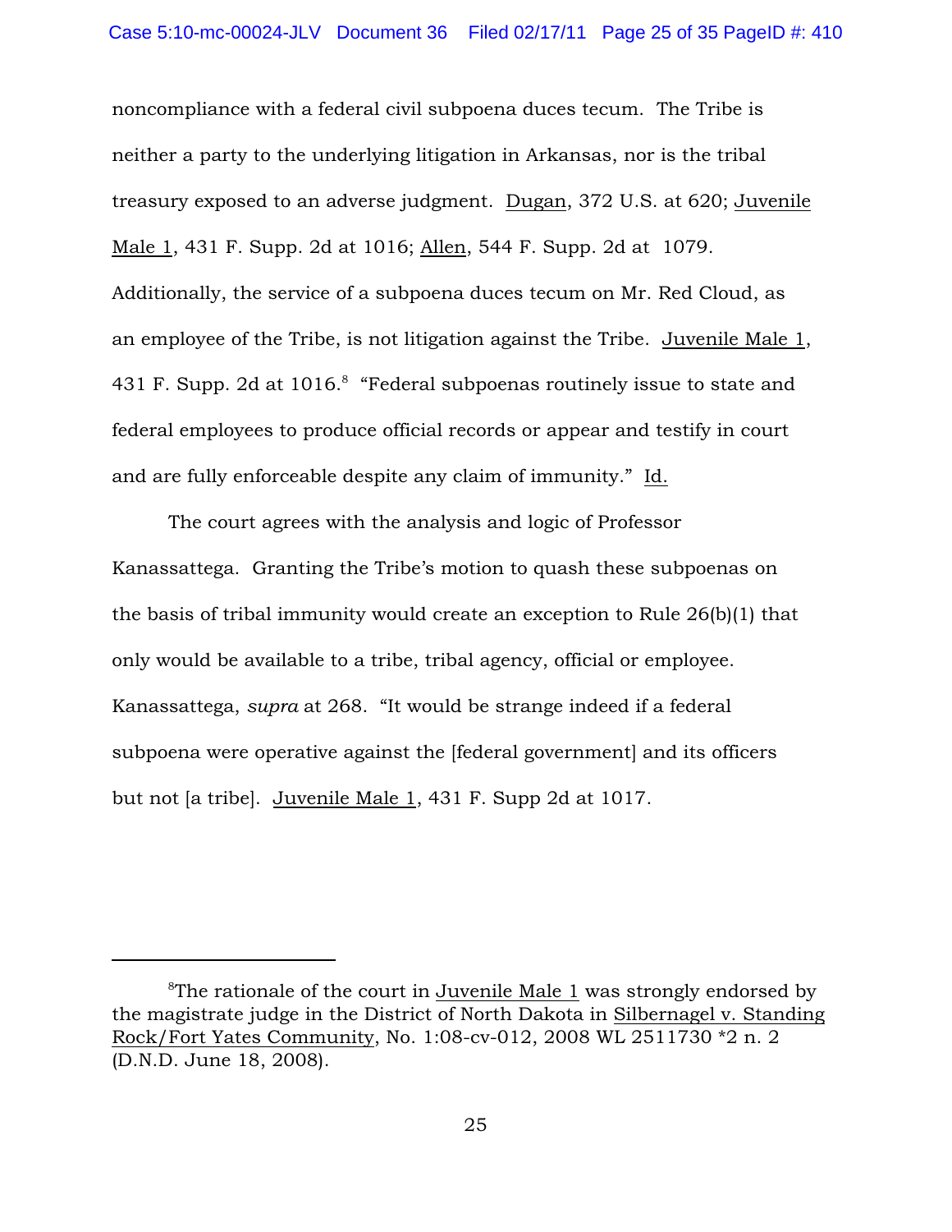noncompliance with a federal civil subpoena duces tecum. The Tribe is neither a party to the underlying litigation in Arkansas, nor is the tribal treasury exposed to an adverse judgment. Dugan, 372 U.S. at 620; Juvenile Male 1, 431 F. Supp. 2d at 1016; Allen, 544 F. Supp. 2d at 1079. Additionally, the service of a subpoena duces tecum on Mr. Red Cloud, as an employee of the Tribe, is not litigation against the Tribe. Juvenile Male 1, 431 F. Supp. 2d at 1016.[8] "Federal subpoenas routinely issue to state and federal employees to produce official records or appear and testify in court and are fully enforceable despite any claim of immunity." Id.

The court agrees with the analysis and logic of Professor Kanassattega. Granting the Tribe's motion to quash these subpoenas on the basis of tribal immunity would create an exception to Rule 26(b)(1) that only would be available to a tribe, tribal agency, official or employee. Kanassattega, *supra* at 268. "It would be strange indeed if a federal subpoena were operative against the [federal government] and its officers but not [a tribe]. Juvenile Male 1, 431 F. Supp 2d at 1017.

---

[8]The rationale of the court in Juvenile Male 1 was strongly endorsed by the magistrate judge in the District of North Dakota in Silbernagel v. Standing Rock/Fort Yates Community, No. 1:08-cv-012, 2008 WL 2511730 *2 n. 2 (D.N.D. June 18, 2008).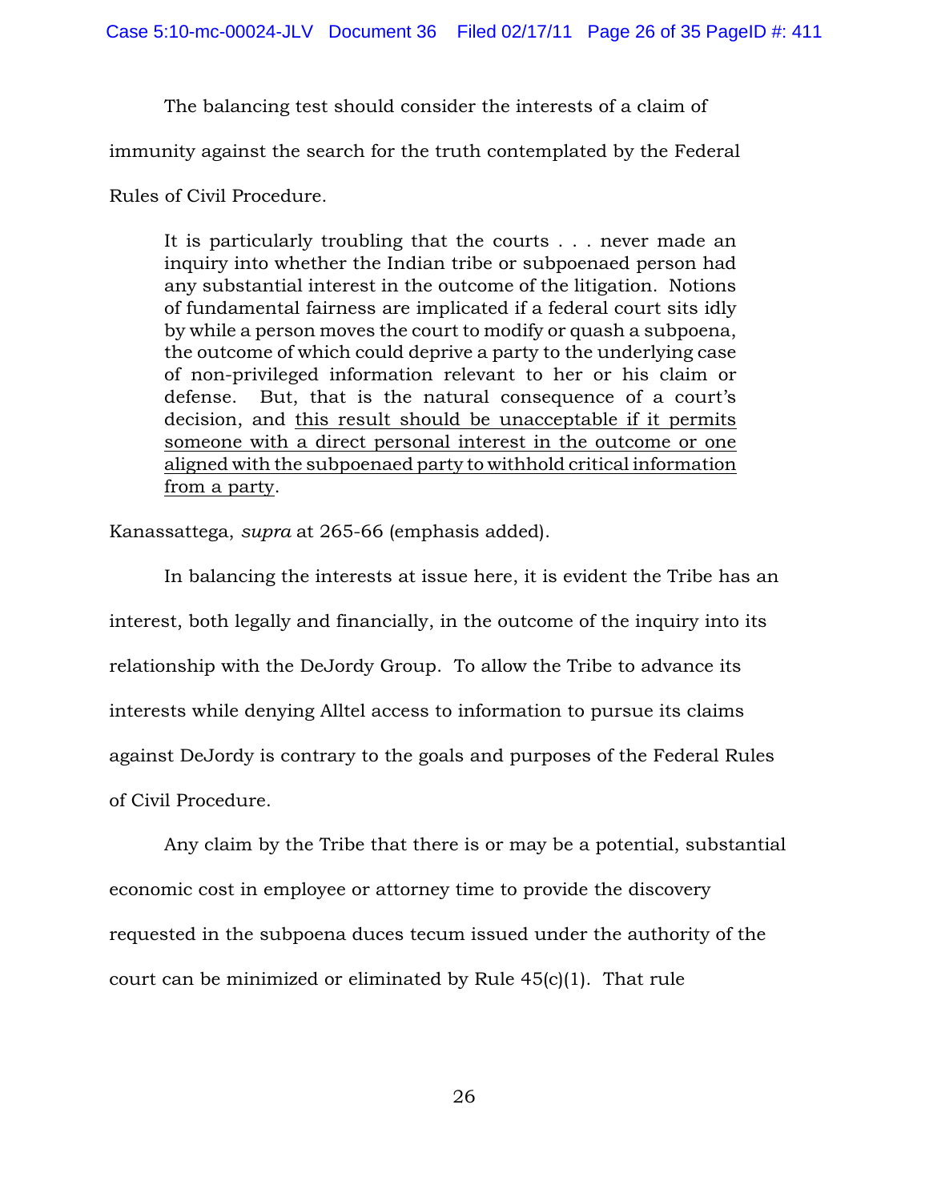The balancing test should consider the interests of a claim of immunity against the search for the truth contemplated by the Federal Rules of Civil Procedure.

> It is particularly troubling that the courts . . . never made an inquiry into whether the Indian tribe or subpoenaed person had any substantial interest in the outcome of the litigation. Notions of fundamental fairness are implicated if a federal court sits idly by while a person moves the court to modify or quash a subpoena, the outcome of which could deprive a party to the underlying case of non-privileged information relevant to her or his claim or defense. But, that is the natural consequence of a court's decision, and <u>this result should be unacceptable if it permits someone with a direct personal interest in the outcome or one aligned with the subpoenaed party to withhold critical information from a party</u>.

Kanassattega, *supra* at 265-66 (emphasis added).

In balancing the interests at issue here, it is evident the Tribe has an interest, both legally and financially, in the outcome of the inquiry into its relationship with the DeJordy Group. To allow the Tribe to advance its interests while denying Alltel access to information to pursue its claims against DeJordy is contrary to the goals and purposes of the Federal Rules of Civil Procedure.

Any claim by the Tribe that there is or may be a potential, substantial economic cost in employee or attorney time to provide the discovery requested in the subpoena duces tecum issued under the authority of the court can be minimized or eliminated by Rule 45(c)(1). That rule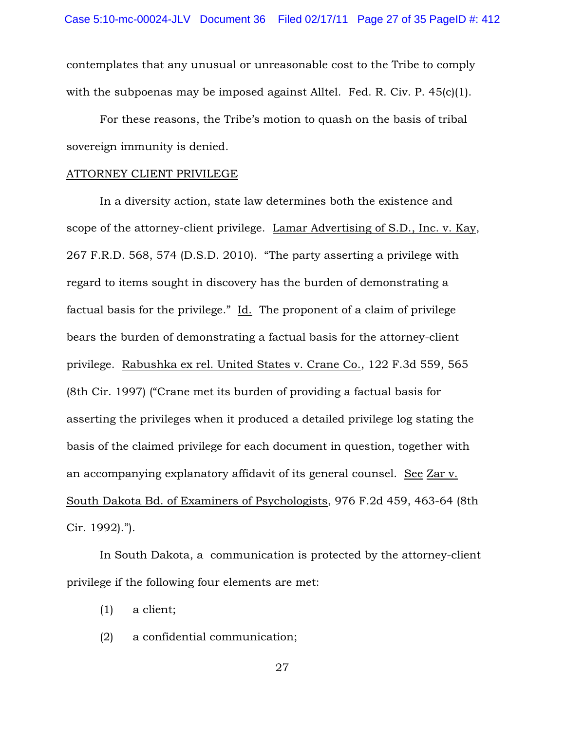contemplates that any unusual or unreasonable cost to the Tribe to comply with the subpoenas may be imposed against Alltel. Fed. R. Civ. P. 45(c)(1).

For these reasons, the Tribe's motion to quash on the basis of tribal sovereign immunity is denied.

ATTORNEY CLIENT PRIVILEGE

In a diversity action, state law determines both the existence and scope of the attorney-client privilege. Lamar Advertising of S.D., Inc. v. Kay, 267 F.R.D. 568, 574 (D.S.D. 2010). "The party asserting a privilege with regard to items sought in discovery has the burden of demonstrating a factual basis for the privilege." Id. The proponent of a claim of privilege bears the burden of demonstrating a factual basis for the attorney-client privilege. Rabushka ex rel. United States v. Crane Co., 122 F.3d 559, 565 (8th Cir. 1997) ("Crane met its burden of providing a factual basis for asserting the privileges when it produced a detailed privilege log stating the basis of the claimed privilege for each document in question, together with an accompanying explanatory affidavit of its general counsel. See Zar v. South Dakota Bd. of Examiners of Psychologists, 976 F.2d 459, 463-64 (8th Cir. 1992).").

In South Dakota, a communication is protected by the attorney-client privilege if the following four elements are met:

(1) a client;

(2) a confidential communication;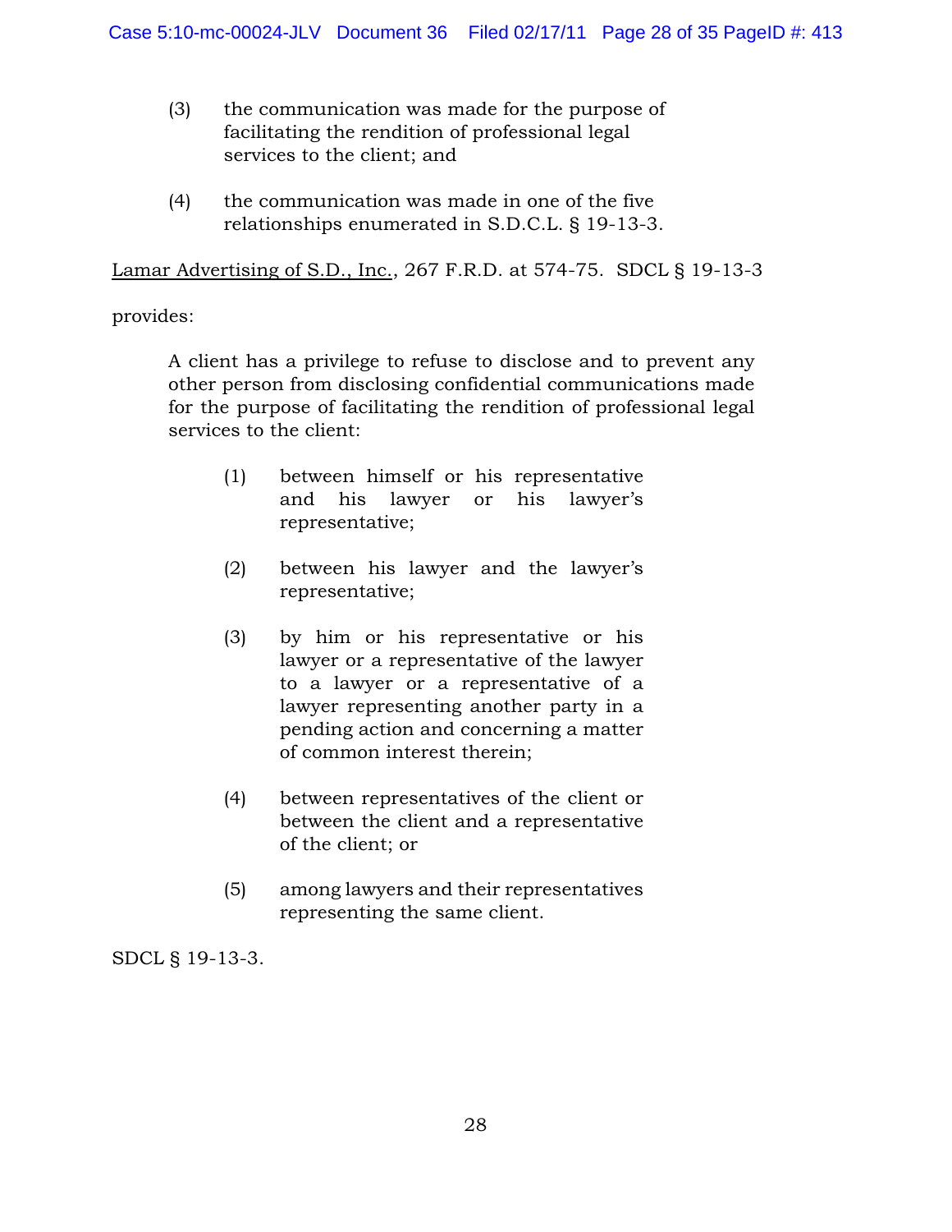(3) the communication was made for the purpose of facilitating the rendition of professional legal services to the client; and

(4) the communication was made in one of the five relationships enumerated in S.D.C.L. § 19-13-3.

Lamar Advertising of S.D., Inc., 267 F.R.D. at 574-75. SDCL § 19-13-3 provides:

> A client has a privilege to refuse to disclose and to prevent any other person from disclosing confidential communications made for the purpose of facilitating the rendition of professional legal services to the client:
>
> (1) between himself or his representative and his lawyer or his lawyer's representative;
>
> (2) between his lawyer and the lawyer's representative;
>
> (3) by him or his representative or his lawyer or a representative of the lawyer to a lawyer or a representative of a lawyer representing another party in a pending action and concerning a matter of common interest therein;
>
> (4) between representatives of the client or between the client and a representative of the client; or
>
> (5) among lawyers and their representatives representing the same client.

SDCL § 19-13-3.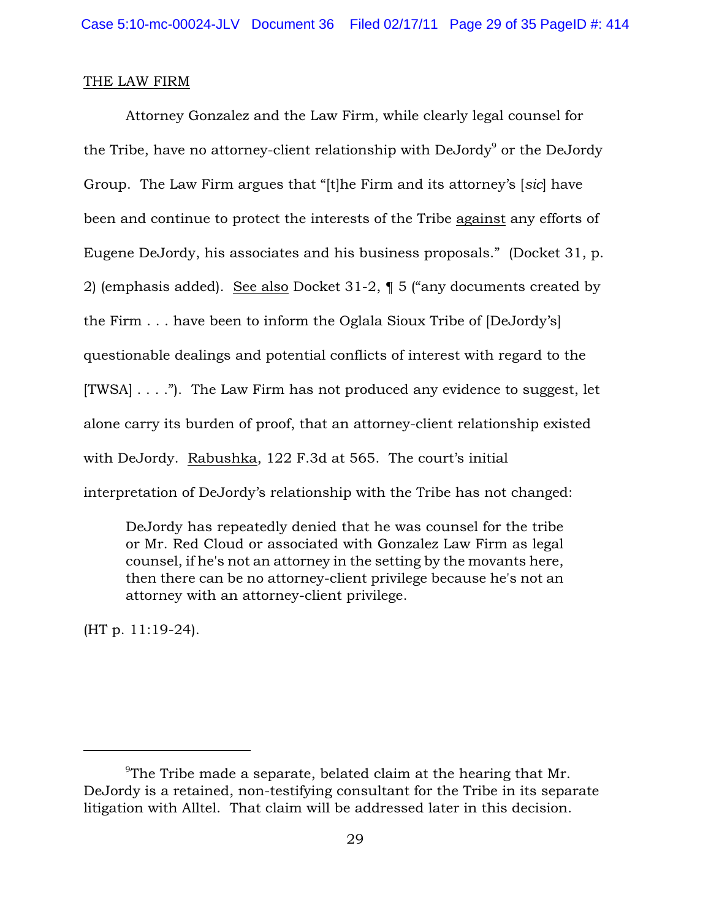THE LAW FIRM

Attorney Gonzalez and the Law Firm, while clearly legal counsel for the Tribe, have no attorney-client relationship with DeJordy[9] or the DeJordy Group. The Law Firm argues that "[t]he Firm and its attorney's [*sic*] have been and continue to protect the interests of the Tribe against any efforts of Eugene DeJordy, his associates and his business proposals." (Docket 31, p. 2) (emphasis added). See also Docket 31-2, ¶ 5 ("any documents created by the Firm . . . have been to inform the Oglala Sioux Tribe of [DeJordy's] questionable dealings and potential conflicts of interest with regard to the [TWSA] . . . ."). The Law Firm has not produced any evidence to suggest, let alone carry its burden of proof, that an attorney-client relationship existed with DeJordy. Rabushka, 122 F.3d at 565. The court's initial interpretation of DeJordy's relationship with the Tribe has not changed:

> DeJordy has repeatedly denied that he was counsel for the tribe or Mr. Red Cloud or associated with Gonzalez Law Firm as legal counsel, if he's not an attorney in the setting by the movants here, then there can be no attorney-client privilege because he's not an attorney with an attorney-client privilege.

(HT p. 11:19-24).

---

[9]The Tribe made a separate, belated claim at the hearing that Mr. DeJordy is a retained, non-testifying consultant for the Tribe in its separate litigation with Alltel. That claim will be addressed later in this decision.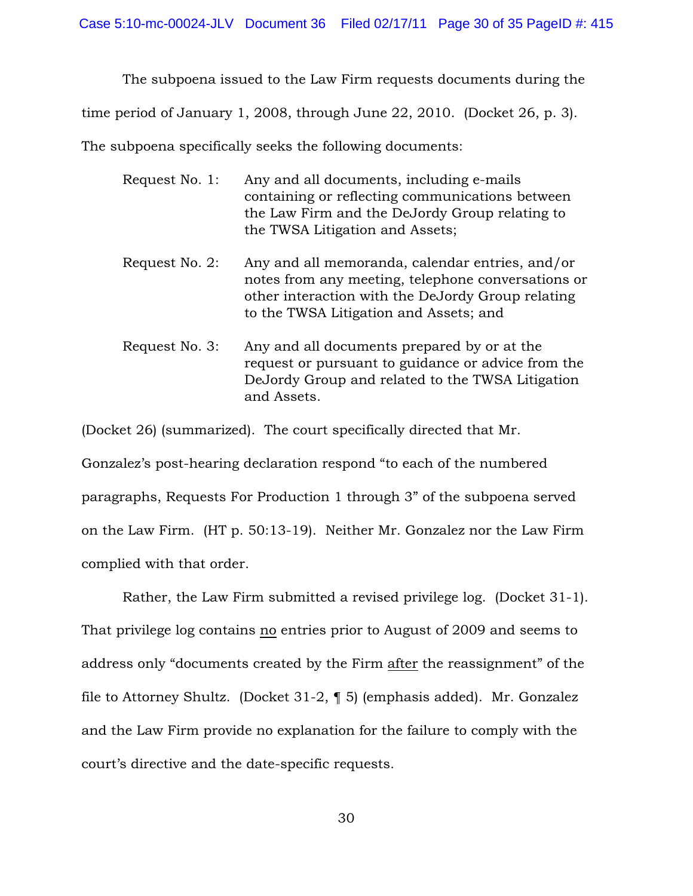The subpoena issued to the Law Firm requests documents during the time period of January 1, 2008, through June 22, 2010. (Docket 26, p. 3). The subpoena specifically seeks the following documents:

> Request No. 1: Any and all documents, including e-mails containing or reflecting communications between the Law Firm and the DeJordy Group relating to the TWSA Litigation and Assets;
>
> Request No. 2: Any and all memoranda, calendar entries, and/or notes from any meeting, telephone conversations or other interaction with the DeJordy Group relating to the TWSA Litigation and Assets; and
>
> Request No. 3: Any and all documents prepared by or at the request or pursuant to guidance or advice from the DeJordy Group and related to the TWSA Litigation and Assets.

(Docket 26) (summarized). The court specifically directed that Mr. Gonzalez's post-hearing declaration respond "to each of the numbered paragraphs, Requests For Production 1 through 3" of the subpoena served on the Law Firm. (HT p. 50:13-19). Neither Mr. Gonzalez nor the Law Firm complied with that order.

Rather, the Law Firm submitted a revised privilege log. (Docket 31-1). That privilege log contains <u>no</u> entries prior to August of 2009 and seems to address only "documents created by the Firm <u>after</u> the reassignment" of the file to Attorney Shultz. (Docket 31-2, ¶ 5) (emphasis added). Mr. Gonzalez and the Law Firm provide no explanation for the failure to comply with the court's directive and the date-specific requests.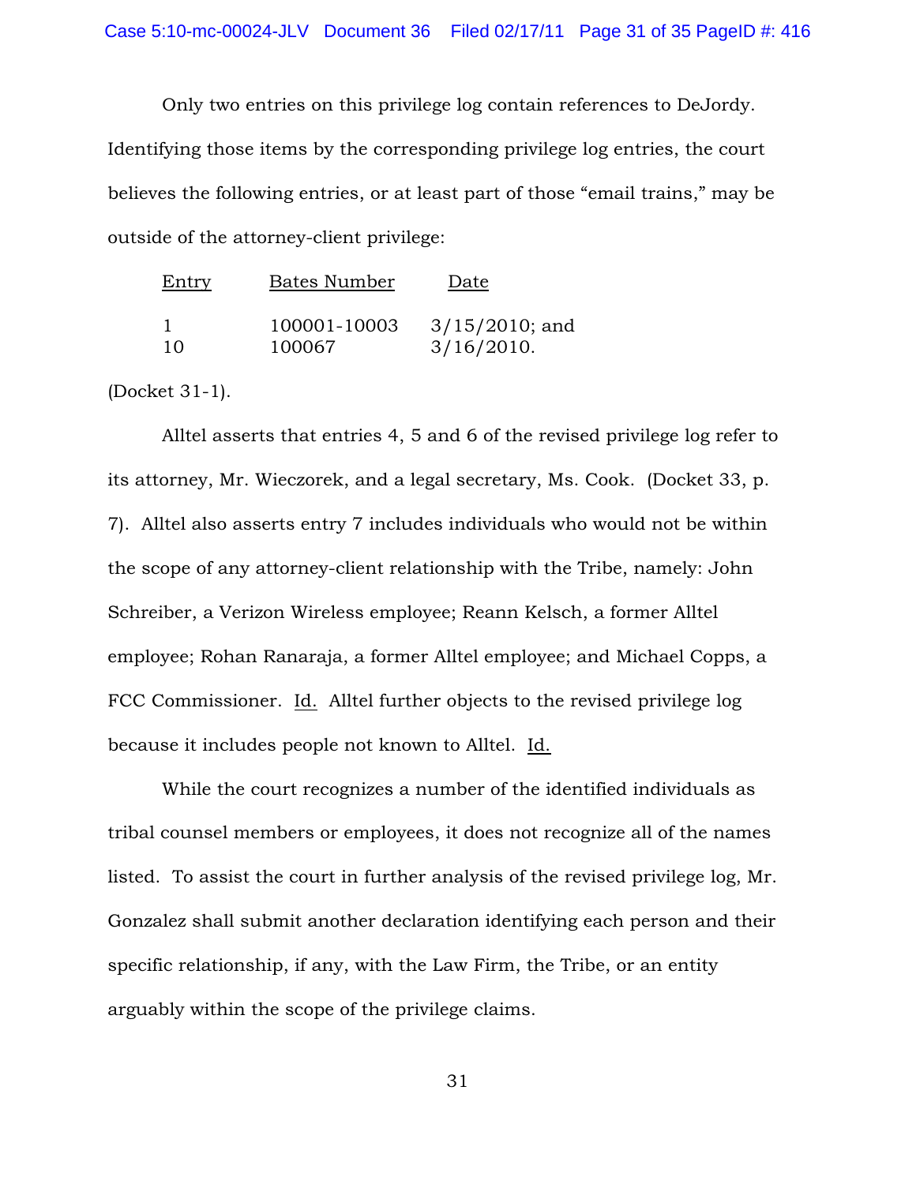Only two entries on this privilege log contain references to DeJordy. Identifying those items by the corresponding privilege log entries, the court believes the following entries, or at least part of those "email trains," may be outside of the attorney-client privilege:

| Entry | Bates Number | Date |
|---|---|---|
| 1 | 100001-10003 | 3/15/2010; and |
| 10 | 100067 | 3/16/2010. |

(Docket 31-1).

Alltel asserts that entries 4, 5 and 6 of the revised privilege log refer to its attorney, Mr. Wieczorek, and a legal secretary, Ms. Cook. (Docket 33, p. 7). Alltel also asserts entry 7 includes individuals who would not be within the scope of any attorney-client relationship with the Tribe, namely: John Schreiber, a Verizon Wireless employee; Reann Kelsch, a former Alltel employee; Rohan Ranaraja, a former Alltel employee; and Michael Copps, a FCC Commissioner. Id. Alltel further objects to the revised privilege log because it includes people not known to Alltel. Id.

While the court recognizes a number of the identified individuals as tribal counsel members or employees, it does not recognize all of the names listed. To assist the court in further analysis of the revised privilege log, Mr. Gonzalez shall submit another declaration identifying each person and their specific relationship, if any, with the Law Firm, the Tribe, or an entity arguably within the scope of the privilege claims.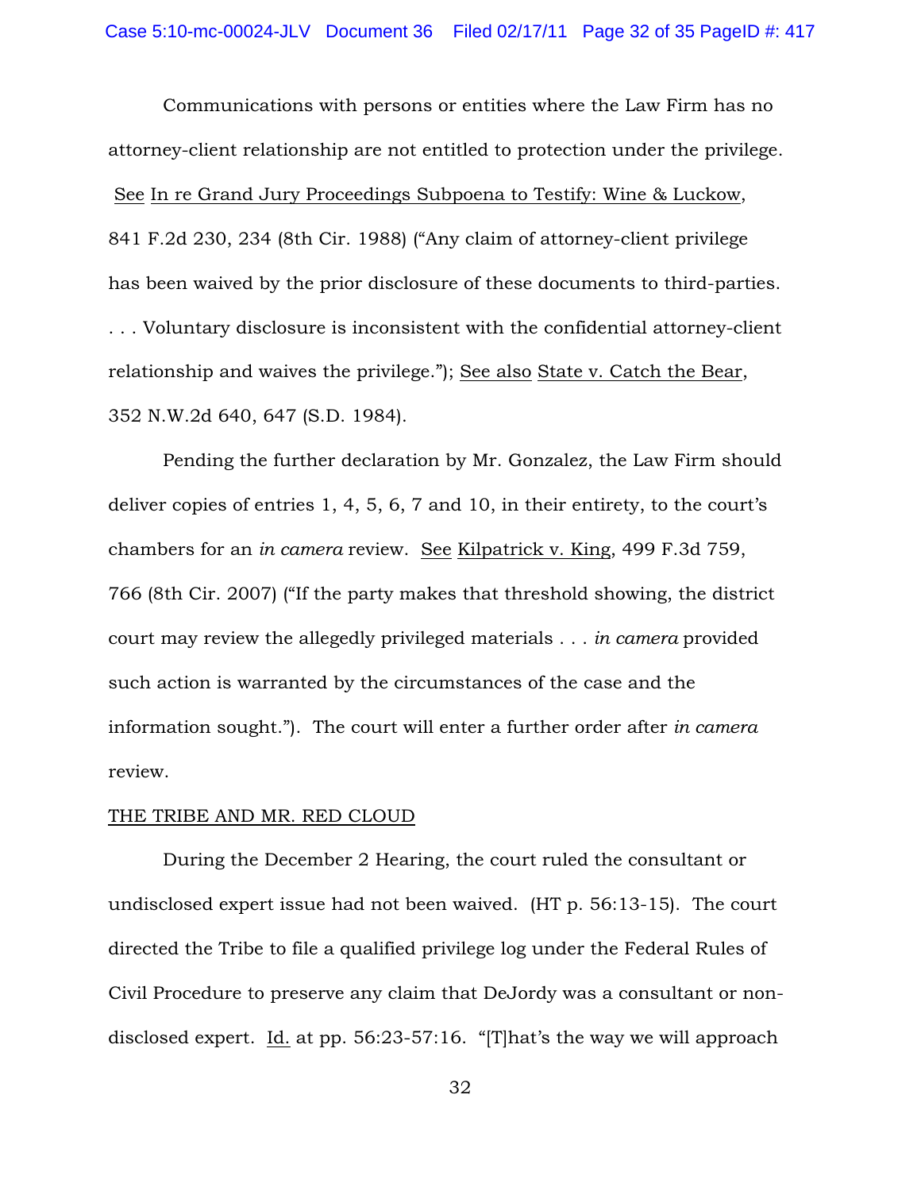Communications with persons or entities where the Law Firm has no attorney-client relationship are not entitled to protection under the privilege. See In re Grand Jury Proceedings Subpoena to Testify: Wine & Luckow, 841 F.2d 230, 234 (8th Cir. 1988) ("Any claim of attorney-client privilege has been waived by the prior disclosure of these documents to third-parties. . . . Voluntary disclosure is inconsistent with the confidential attorney-client relationship and waives the privilege."); See also State v. Catch the Bear, 352 N.W.2d 640, 647 (S.D. 1984).

Pending the further declaration by Mr. Gonzalez, the Law Firm should deliver copies of entries 1, 4, 5, 6, 7 and 10, in their entirety, to the court's chambers for an *in camera* review. See Kilpatrick v. King, 499 F.3d 759, 766 (8th Cir. 2007) ("If the party makes that threshold showing, the district court may review the allegedly privileged materials . . . *in camera* provided such action is warranted by the circumstances of the case and the information sought."). The court will enter a further order after *in camera* review.

THE TRIBE AND MR. RED CLOUD

During the December 2 Hearing, the court ruled the consultant or undisclosed expert issue had not been waived. (HT p. 56:13-15). The court directed the Tribe to file a qualified privilege log under the Federal Rules of Civil Procedure to preserve any claim that DeJordy was a consultant or non-disclosed expert. Id. at pp. 56:23-57:16. "[T]hat's the way we will approach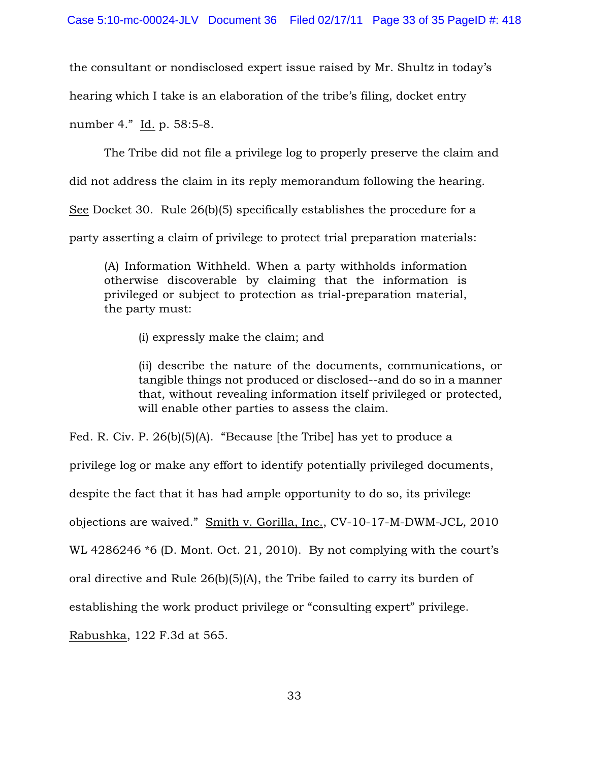the consultant or nondisclosed expert issue raised by Mr. Shultz in today's hearing which I take is an elaboration of the tribe's filing, docket entry number 4." Id. p. 58:5-8.

The Tribe did not file a privilege log to properly preserve the claim and did not address the claim in its reply memorandum following the hearing. See Docket 30. Rule 26(b)(5) specifically establishes the procedure for a party asserting a claim of privilege to protect trial preparation materials:

> (A) Information Withheld. When a party withholds information otherwise discoverable by claiming that the information is privileged or subject to protection as trial-preparation material, the party must:
>
> > (i) expressly make the claim; and
> >
> > (ii) describe the nature of the documents, communications, or tangible things not produced or disclosed--and do so in a manner that, without revealing information itself privileged or protected, will enable other parties to assess the claim.

Fed. R. Civ. P. 26(b)(5)(A). "Because [the Tribe] has yet to produce a privilege log or make any effort to identify potentially privileged documents, despite the fact that it has had ample opportunity to do so, its privilege objections are waived." Smith v. Gorilla, Inc., CV-10-17-M-DWM-JCL, 2010 WL 4286246 *6 (D. Mont. Oct. 21, 2010). By not complying with the court's oral directive and Rule 26(b)(5)(A), the Tribe failed to carry its burden of establishing the work product privilege or "consulting expert" privilege. Rabushka, 122 F.3d at 565.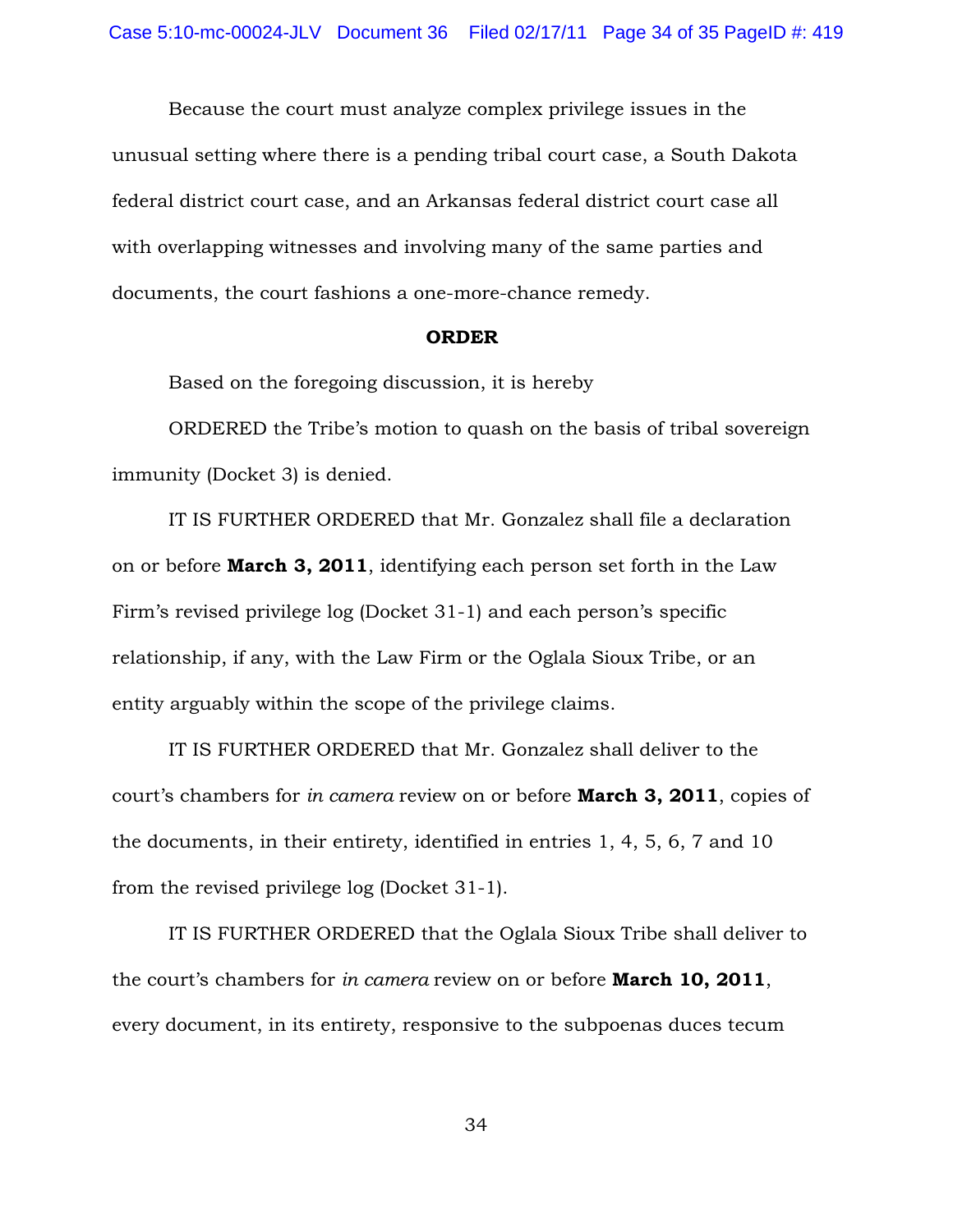Because the court must analyze complex privilege issues in the unusual setting where there is a pending tribal court case, a South Dakota federal district court case, and an Arkansas federal district court case all with overlapping witnesses and involving many of the same parties and documents, the court fashions a one-more-chance remedy.

**ORDER**

Based on the foregoing discussion, it is hereby

ORDERED the Tribe's motion to quash on the basis of tribal sovereign immunity (Docket 3) is denied.

IT IS FURTHER ORDERED that Mr. Gonzalez shall file a declaration on or before **March 3, 2011**, identifying each person set forth in the Law Firm's revised privilege log (Docket 31-1) and each person's specific relationship, if any, with the Law Firm or the Oglala Sioux Tribe, or an entity arguably within the scope of the privilege claims.

IT IS FURTHER ORDERED that Mr. Gonzalez shall deliver to the court's chambers for *in camera* review on or before **March 3, 2011**, copies of the documents, in their entirety, identified in entries 1, 4, 5, 6, 7 and 10 from the revised privilege log (Docket 31-1).

IT IS FURTHER ORDERED that the Oglala Sioux Tribe shall deliver to the court's chambers for *in camera* review on or before **March 10, 2011**, every document, in its entirety, responsive to the subpoenas duces tecum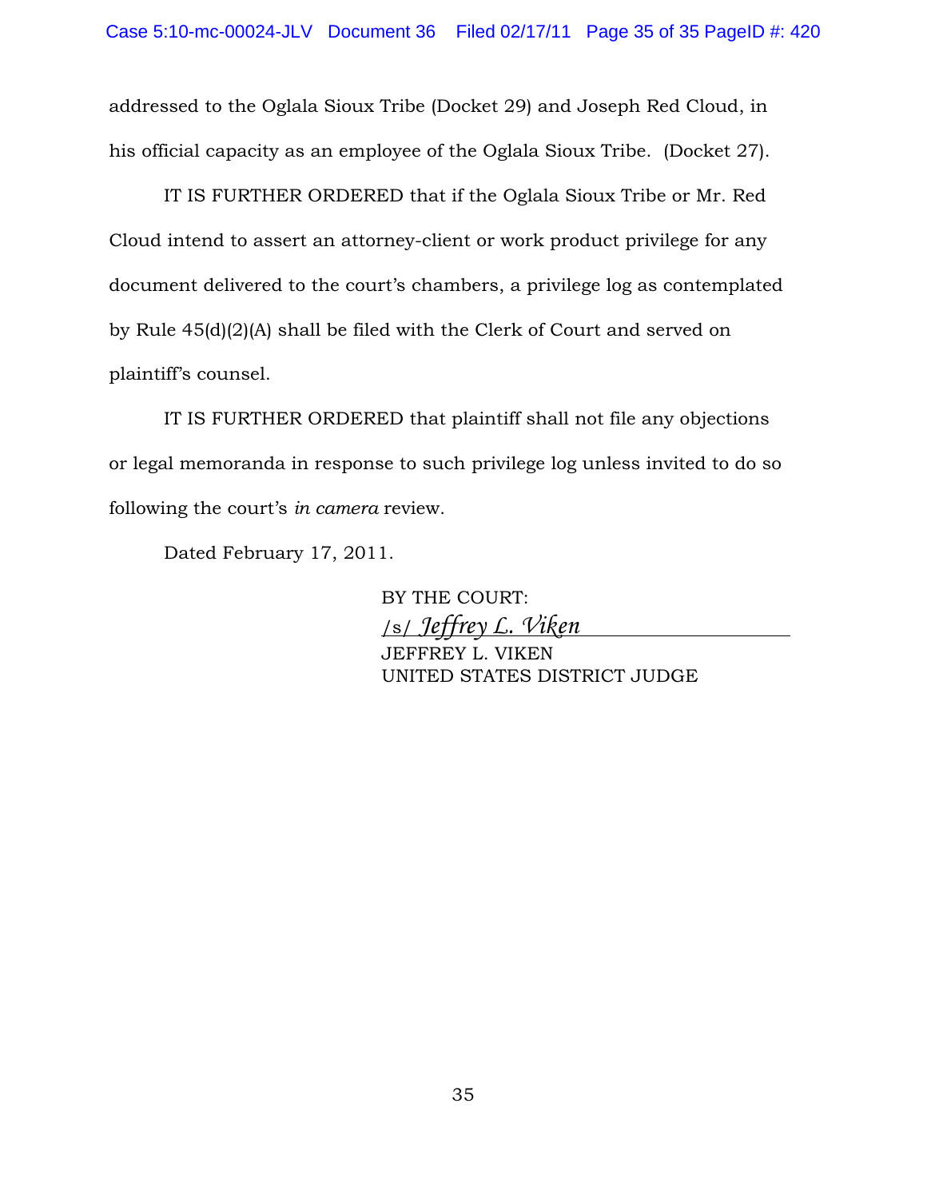addressed to the Oglala Sioux Tribe (Docket 29) and Joseph Red Cloud, in his official capacity as an employee of the Oglala Sioux Tribe. (Docket 27).

IT IS FURTHER ORDERED that if the Oglala Sioux Tribe or Mr. Red Cloud intend to assert an attorney-client or work product privilege for any document delivered to the court's chambers, a privilege log as contemplated by Rule 45(d)(2)(A) shall be filed with the Clerk of Court and served on plaintiff's counsel.

IT IS FURTHER ORDERED that plaintiff shall not file any objections or legal memoranda in response to such privilege log unless invited to do so following the court's *in camera* review.

Dated February 17, 2011.

BY THE COURT:
/s/ *Jeffrey L. Viken*
JEFFREY L. VIKEN
UNITED STATES DISTRICT JUDGE